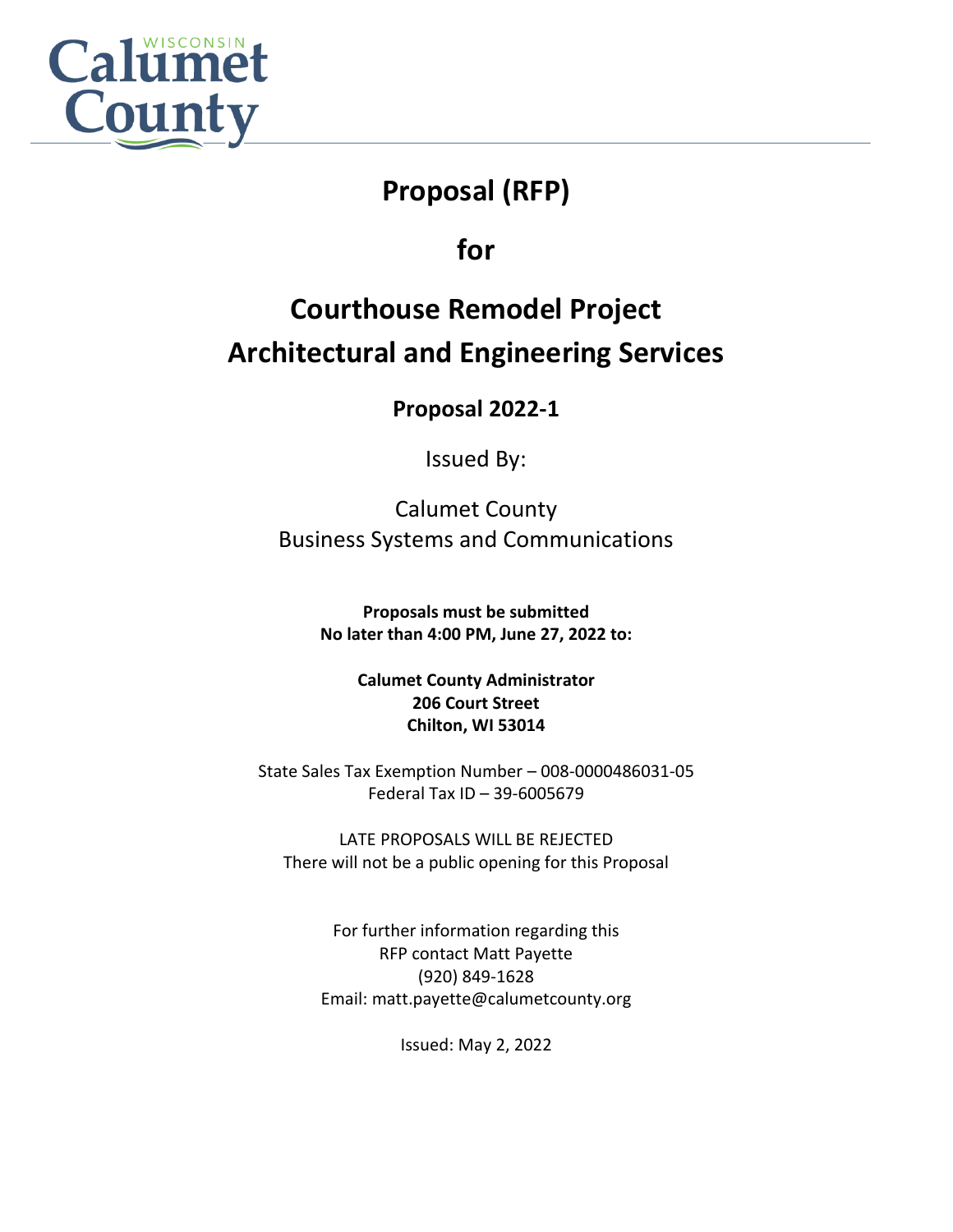Wisconsin Calumet County

# Proposal (RFP)

# for

# Courthouse Remodel Project
# Architectural and Engineering Services

## Proposal 2022-1

Issued By:

Calumet County
Business Systems and Communications

**Proposals must be submitted**
**No later than 4:00 PM, June 27, 2022 to:**

**Calumet County Administrator**
**206 Court Street**
**Chilton, WI 53014**

State Sales Tax Exemption Number – 008-0000486031-05
Federal Tax ID – 39-6005679

LATE PROPOSALS WILL BE REJECTED
There will not be a public opening for this Proposal

For further information regarding this
RFP contact Matt Payette
(920) 849-1628
Email: matt.payette@calumetcounty.org

Issued: May 2, 2022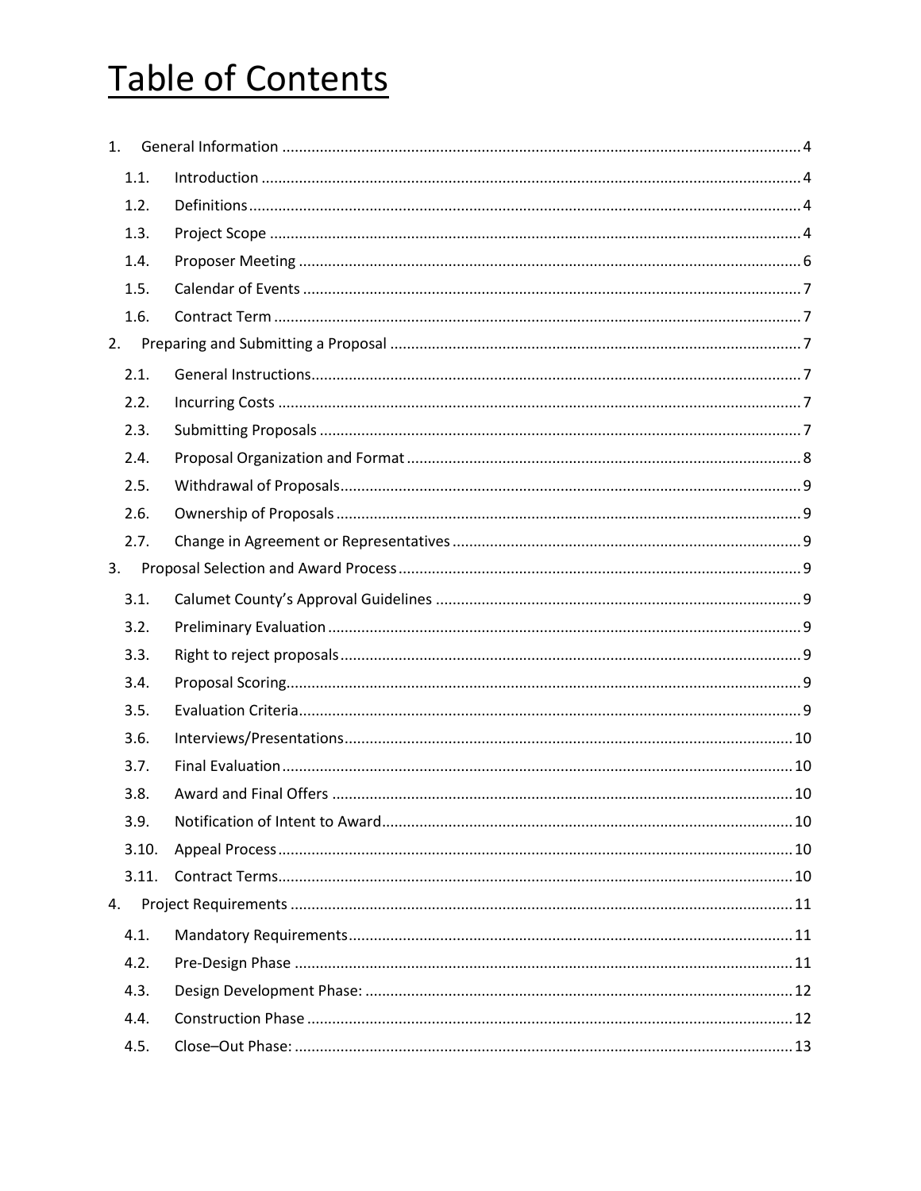# Table of Contents

1. General Information ........ 4
   - 1.1. Introduction ........ 4
   - 1.2. Definitions ........ 4
   - 1.3. Project Scope ........ 4
   - 1.4. Proposer Meeting ........ 6
   - 1.5. Calendar of Events ........ 7
   - 1.6. Contract Term ........ 7
2. Preparing and Submitting a Proposal ........ 7
   - 2.1. General Instructions ........ 7
   - 2.2. Incurring Costs ........ 7
   - 2.3. Submitting Proposals ........ 7
   - 2.4. Proposal Organization and Format ........ 8
   - 2.5. Withdrawal of Proposals ........ 9
   - 2.6. Ownership of Proposals ........ 9
   - 2.7. Change in Agreement or Representatives ........ 9
3. Proposal Selection and Award Process ........ 9
   - 3.1. Calumet County's Approval Guidelines ........ 9
   - 3.2. Preliminary Evaluation ........ 9
   - 3.3. Right to reject proposals ........ 9
   - 3.4. Proposal Scoring ........ 9
   - 3.5. Evaluation Criteria ........ 9
   - 3.6. Interviews/Presentations ........ 10
   - 3.7. Final Evaluation ........ 10
   - 3.8. Award and Final Offers ........ 10
   - 3.9. Notification of Intent to Award ........ 10
   - 3.10. Appeal Process ........ 10
   - 3.11. Contract Terms ........ 10
4. Project Requirements ........ 11
   - 4.1. Mandatory Requirements ........ 11
   - 4.2. Pre-Design Phase ........ 11
   - 4.3. Design Development Phase: ........ 12
   - 4.4. Construction Phase ........ 12
   - 4.5. Close–Out Phase: ........ 13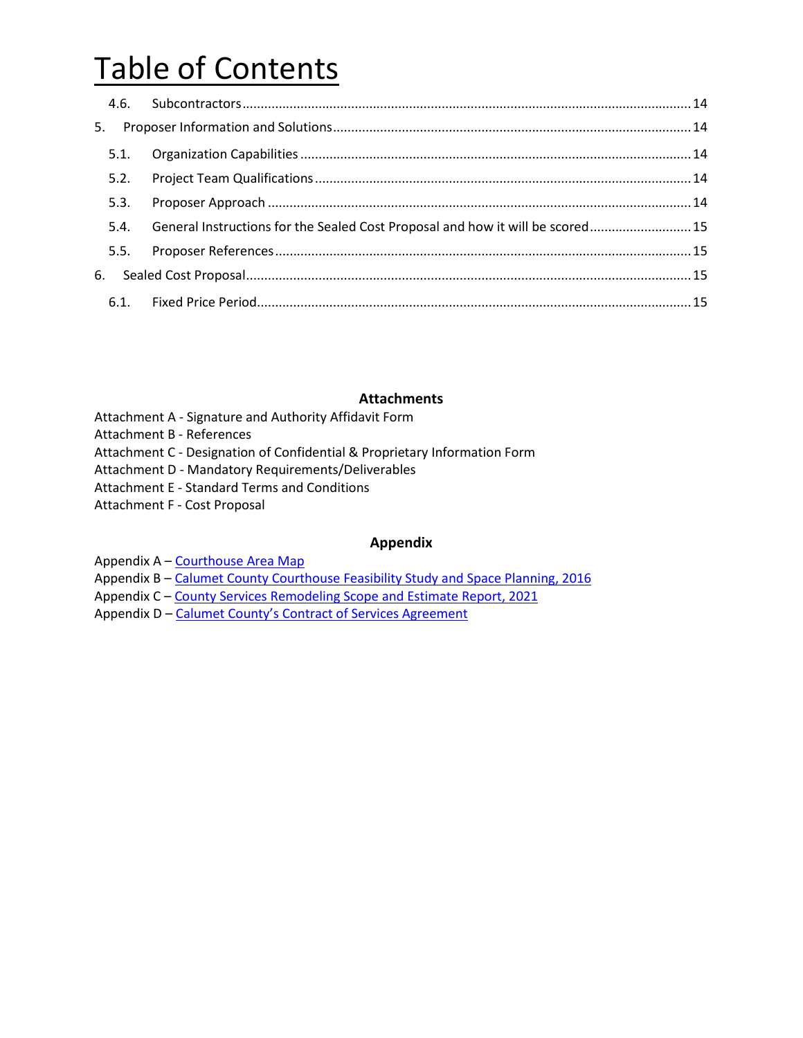# Table of Contents

- 4.6. Subcontractors ........................................................ 14
- 5. Proposer Information and Solutions ........................................................ 14
  - 5.1. Organization Capabilities ........................................................ 14
  - 5.2. Project Team Qualifications ........................................................ 14
  - 5.3. Proposer Approach ........................................................ 14
  - 5.4. General Instructions for the Sealed Cost Proposal and how it will be scored ........................................................ 15
  - 5.5. Proposer References ........................................................ 15
- 6. Sealed Cost Proposal ........................................................ 15
  - 6.1. Fixed Price Period ........................................................ 15

**Attachments**

Attachment A - Signature and Authority Affidavit Form
Attachment B - References
Attachment C - Designation of Confidential & Proprietary Information Form
Attachment D - Mandatory Requirements/Deliverables
Attachment E - Standard Terms and Conditions
Attachment F - Cost Proposal

**Appendix**

Appendix A – Courthouse Area Map
Appendix B – Calumet County Courthouse Feasibility Study and Space Planning, 2016
Appendix C – County Services Remodeling Scope and Estimate Report, 2021
Appendix D – Calumet County's Contract of Services Agreement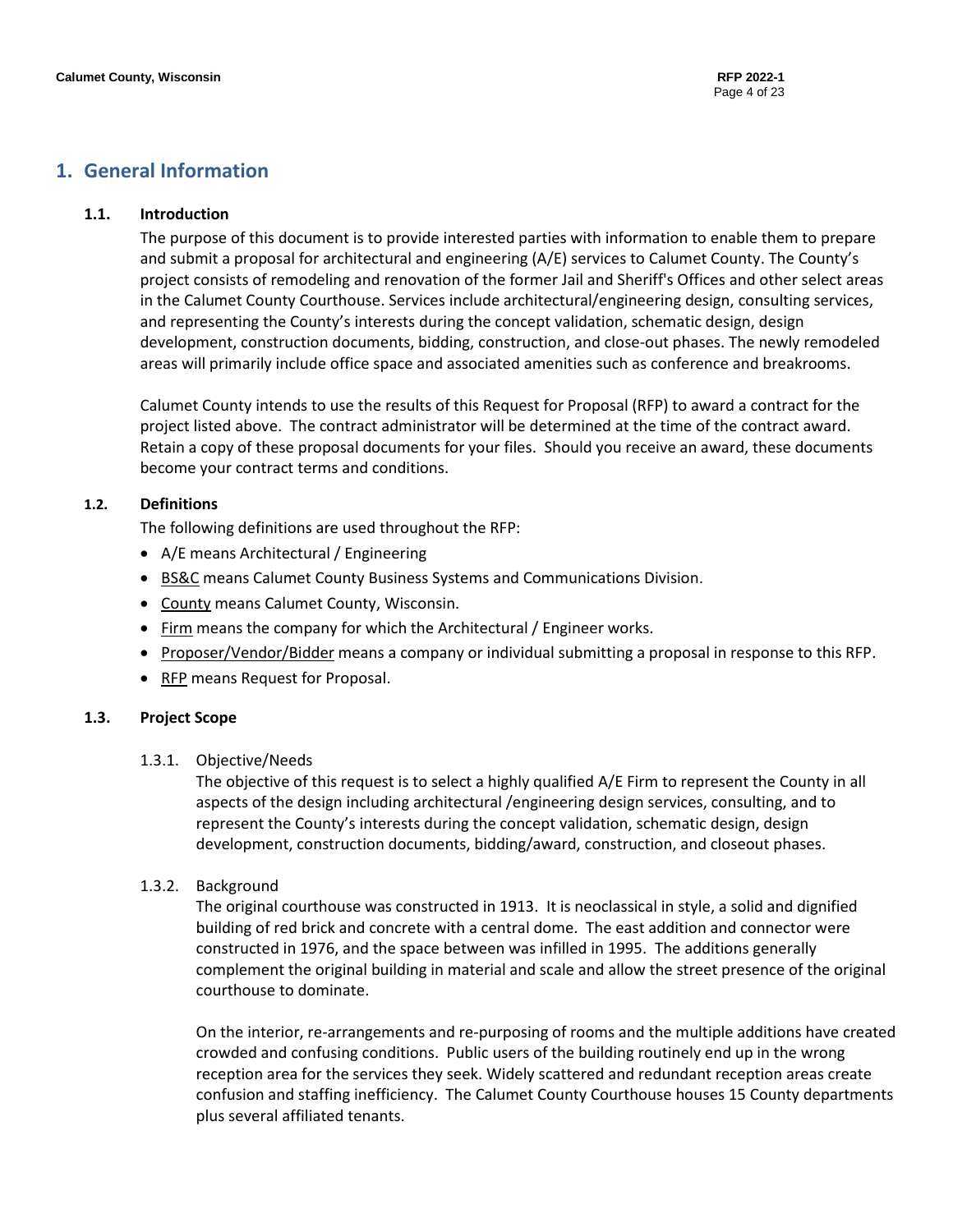# 1. General Information

## 1.1. Introduction

The purpose of this document is to provide interested parties with information to enable them to prepare and submit a proposal for architectural and engineering (A/E) services to Calumet County. The County's project consists of remodeling and renovation of the former Jail and Sheriff's Offices and other select areas in the Calumet County Courthouse. Services include architectural/engineering design, consulting services, and representing the County's interests during the concept validation, schematic design, design development, construction documents, bidding, construction, and close-out phases. The newly remodeled areas will primarily include office space and associated amenities such as conference and breakrooms.

Calumet County intends to use the results of this Request for Proposal (RFP) to award a contract for the project listed above. The contract administrator will be determined at the time of the contract award. Retain a copy of these proposal documents for your files. Should you receive an award, these documents become your contract terms and conditions.

## 1.2. Definitions

The following definitions are used throughout the RFP:

- A/E means Architectural / Engineering
- BS&C means Calumet County Business Systems and Communications Division.
- County means Calumet County, Wisconsin.
- Firm means the company for which the Architectural / Engineer works.
- Proposer/Vendor/Bidder means a company or individual submitting a proposal in response to this RFP.
- RFP means Request for Proposal.

## 1.3. Project Scope

### 1.3.1. Objective/Needs

The objective of this request is to select a highly qualified A/E Firm to represent the County in all aspects of the design including architectural /engineering design services, consulting, and to represent the County's interests during the concept validation, schematic design, design development, construction documents, bidding/award, construction, and closeout phases.

### 1.3.2. Background

The original courthouse was constructed in 1913. It is neoclassical in style, a solid and dignified building of red brick and concrete with a central dome. The east addition and connector were constructed in 1976, and the space between was infilled in 1995. The additions generally complement the original building in material and scale and allow the street presence of the original courthouse to dominate.

On the interior, re-arrangements and re-purposing of rooms and the multiple additions have created crowded and confusing conditions. Public users of the building routinely end up in the wrong reception area for the services they seek. Widely scattered and redundant reception areas create confusion and staffing inefficiency. The Calumet County Courthouse houses 15 County departments plus several affiliated tenants.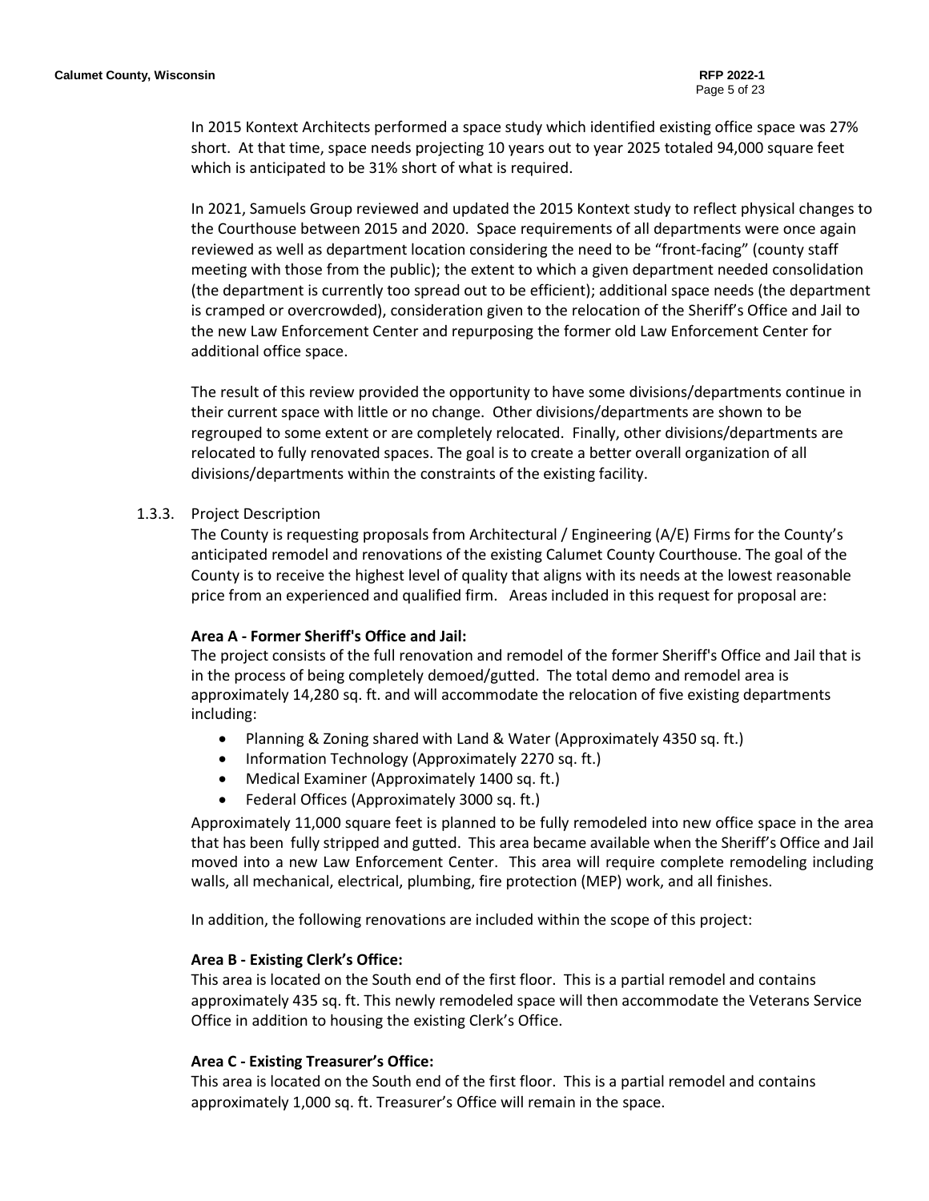In 2015 Kontext Architects performed a space study which identified existing office space was 27% short. At that time, space needs projecting 10 years out to year 2025 totaled 94,000 square feet which is anticipated to be 31% short of what is required.

In 2021, Samuels Group reviewed and updated the 2015 Kontext study to reflect physical changes to the Courthouse between 2015 and 2020. Space requirements of all departments were once again reviewed as well as department location considering the need to be "front-facing" (county staff meeting with those from the public); the extent to which a given department needed consolidation (the department is currently too spread out to be efficient); additional space needs (the department is cramped or overcrowded), consideration given to the relocation of the Sheriff's Office and Jail to the new Law Enforcement Center and repurposing the former old Law Enforcement Center for additional office space.

The result of this review provided the opportunity to have some divisions/departments continue in their current space with little or no change. Other divisions/departments are shown to be regrouped to some extent or are completely relocated. Finally, other divisions/departments are relocated to fully renovated spaces. The goal is to create a better overall organization of all divisions/departments within the constraints of the existing facility.

### 1.3.3. Project Description

The County is requesting proposals from Architectural / Engineering (A/E) Firms for the County's anticipated remodel and renovations of the existing Calumet County Courthouse. The goal of the County is to receive the highest level of quality that aligns with its needs at the lowest reasonable price from an experienced and qualified firm. Areas included in this request for proposal are:

**Area A - Former Sheriff's Office and Jail:**

The project consists of the full renovation and remodel of the former Sheriff's Office and Jail that is in the process of being completely demoed/gutted. The total demo and remodel area is approximately 14,280 sq. ft. and will accommodate the relocation of five existing departments including:

- Planning & Zoning shared with Land & Water (Approximately 4350 sq. ft.)
- Information Technology (Approximately 2270 sq. ft.)
- Medical Examiner (Approximately 1400 sq. ft.)
- Federal Offices (Approximately 3000 sq. ft.)

Approximately 11,000 square feet is planned to be fully remodeled into new office space in the area that has been fully stripped and gutted. This area became available when the Sheriff's Office and Jail moved into a new Law Enforcement Center. This area will require complete remodeling including walls, all mechanical, electrical, plumbing, fire protection (MEP) work, and all finishes.

In addition, the following renovations are included within the scope of this project:

**Area B - Existing Clerk's Office:**

This area is located on the South end of the first floor. This is a partial remodel and contains approximately 435 sq. ft. This newly remodeled space will then accommodate the Veterans Service Office in addition to housing the existing Clerk's Office.

**Area C - Existing Treasurer's Office:**

This area is located on the South end of the first floor. This is a partial remodel and contains approximately 1,000 sq. ft. Treasurer's Office will remain in the space.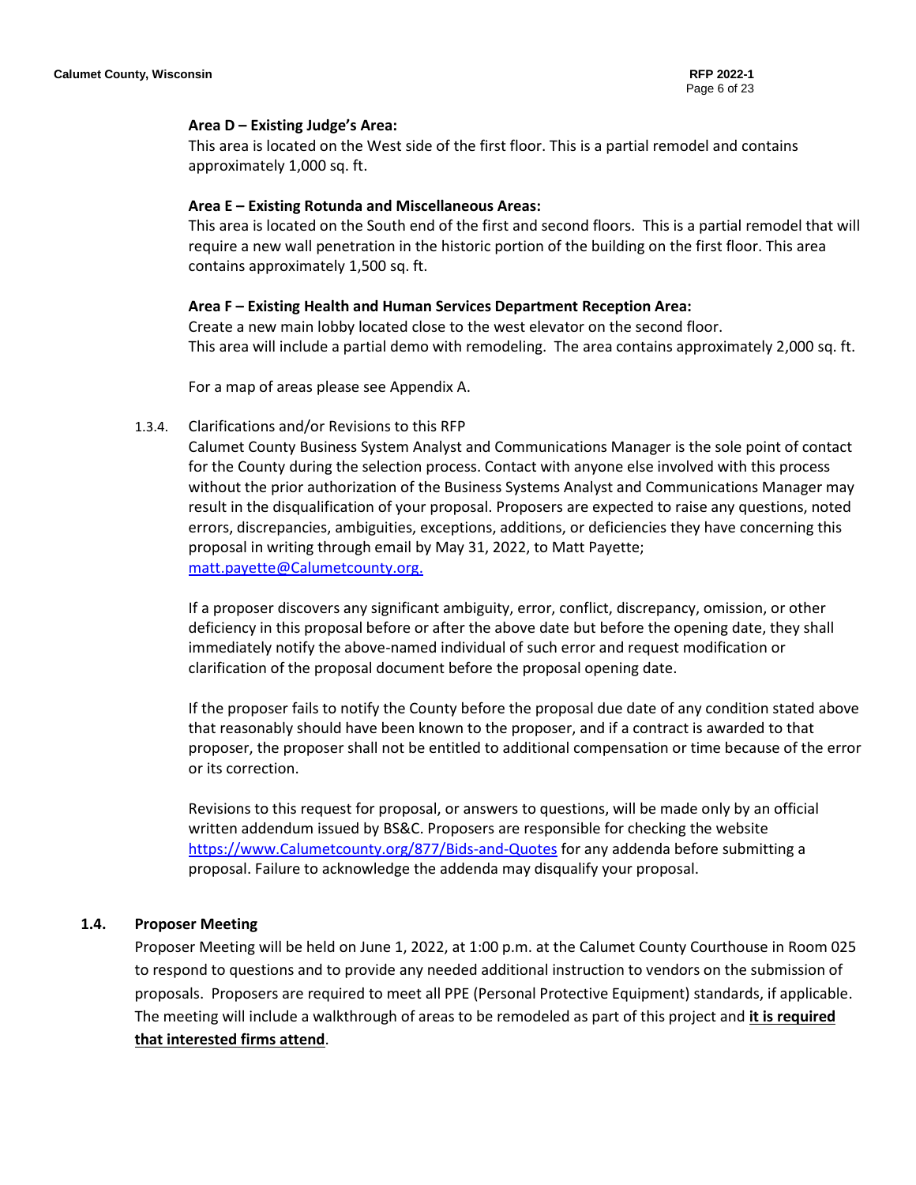**Area D – Existing Judge's Area:**
This area is located on the West side of the first floor. This is a partial remodel and contains approximately 1,000 sq. ft.

**Area E – Existing Rotunda and Miscellaneous Areas:**
This area is located on the South end of the first and second floors. This is a partial remodel that will require a new wall penetration in the historic portion of the building on the first floor. This area contains approximately 1,500 sq. ft.

**Area F – Existing Health and Human Services Department Reception Area:**
Create a new main lobby located close to the west elevator on the second floor.
This area will include a partial demo with remodeling. The area contains approximately 2,000 sq. ft.

For a map of areas please see Appendix A.

1.3.4. Clarifications and/or Revisions to this RFP

Calumet County Business System Analyst and Communications Manager is the sole point of contact for the County during the selection process. Contact with anyone else involved with this process without the prior authorization of the Business Systems Analyst and Communications Manager may result in the disqualification of your proposal. Proposers are expected to raise any questions, noted errors, discrepancies, ambiguities, exceptions, additions, or deficiencies they have concerning this proposal in writing through email by May 31, 2022, to Matt Payette; matt.payette@Calumetcounty.org.

If a proposer discovers any significant ambiguity, error, conflict, discrepancy, omission, or other deficiency in this proposal before or after the above date but before the opening date, they shall immediately notify the above-named individual of such error and request modification or clarification of the proposal document before the proposal opening date.

If the proposer fails to notify the County before the proposal due date of any condition stated above that reasonably should have been known to the proposer, and if a contract is awarded to that proposer, the proposer shall not be entitled to additional compensation or time because of the error or its correction.

Revisions to this request for proposal, or answers to questions, will be made only by an official written addendum issued by BS&C. Proposers are responsible for checking the website https://www.Calumetcounty.org/877/Bids-and-Quotes for any addenda before submitting a proposal. Failure to acknowledge the addenda may disqualify your proposal.

## 1.4. Proposer Meeting

Proposer Meeting will be held on June 1, 2022, at 1:00 p.m. at the Calumet County Courthouse in Room 025 to respond to questions and to provide any needed additional instruction to vendors on the submission of proposals. Proposers are required to meet all PPE (Personal Protective Equipment) standards, if applicable. The meeting will include a walkthrough of areas to be remodeled as part of this project and **it is required that interested firms attend**.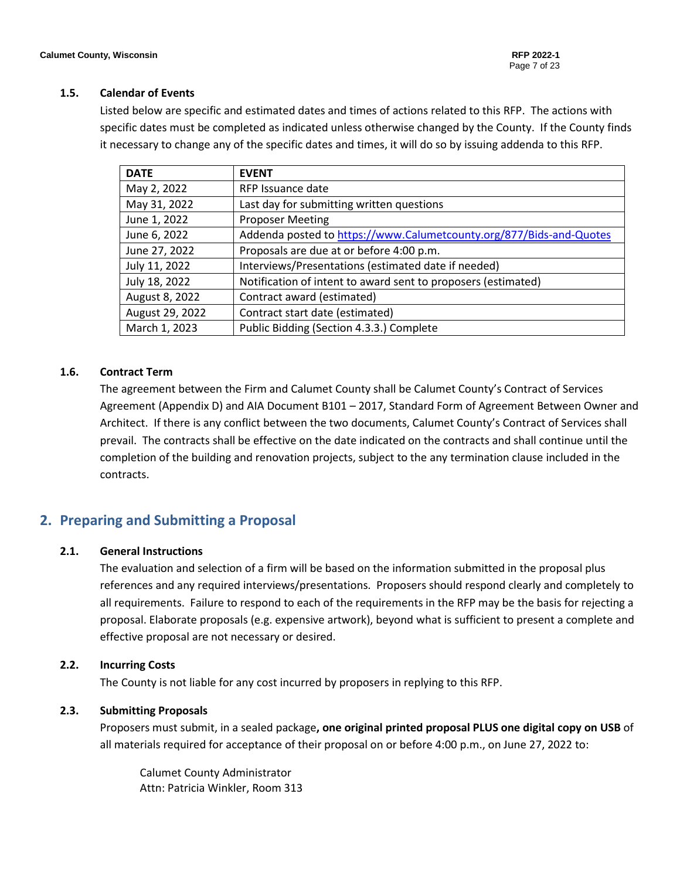### 1.5. Calendar of Events

Listed below are specific and estimated dates and times of actions related to this RFP. The actions with specific dates must be completed as indicated unless otherwise changed by the County. If the County finds it necessary to change any of the specific dates and times, it will do so by issuing addenda to this RFP.

| DATE | EVENT |
|---|---|
| May 2, 2022 | RFP Issuance date |
| May 31, 2022 | Last day for submitting written questions |
| June 1, 2022 | Proposer Meeting |
| June 6, 2022 | Addenda posted to https://www.Calumetcounty.org/877/Bids-and-Quotes |
| June 27, 2022 | Proposals are due at or before 4:00 p.m. |
| July 11, 2022 | Interviews/Presentations (estimated date if needed) |
| July 18, 2022 | Notification of intent to award sent to proposers (estimated) |
| August 8, 2022 | Contract award (estimated) |
| August 29, 2022 | Contract start date (estimated) |
| March 1, 2023 | Public Bidding (Section 4.3.3.) Complete |

### 1.6. Contract Term

The agreement between the Firm and Calumet County shall be Calumet County's Contract of Services Agreement (Appendix D) and AIA Document B101 – 2017, Standard Form of Agreement Between Owner and Architect. If there is any conflict between the two documents, Calumet County's Contract of Services shall prevail. The contracts shall be effective on the date indicated on the contracts and shall continue until the completion of the building and renovation projects, subject to the any termination clause included in the contracts.

## 2. Preparing and Submitting a Proposal

### 2.1. General Instructions

The evaluation and selection of a firm will be based on the information submitted in the proposal plus references and any required interviews/presentations. Proposers should respond clearly and completely to all requirements. Failure to respond to each of the requirements in the RFP may be the basis for rejecting a proposal. Elaborate proposals (e.g. expensive artwork), beyond what is sufficient to present a complete and effective proposal are not necessary or desired.

### 2.2. Incurring Costs

The County is not liable for any cost incurred by proposers in replying to this RFP.

### 2.3. Submitting Proposals

Proposers must submit, in a sealed package**, one original printed proposal PLUS one digital copy on USB** of all materials required for acceptance of their proposal on or before 4:00 p.m., on June 27, 2022 to:

Calumet County Administrator
Attn: Patricia Winkler, Room 313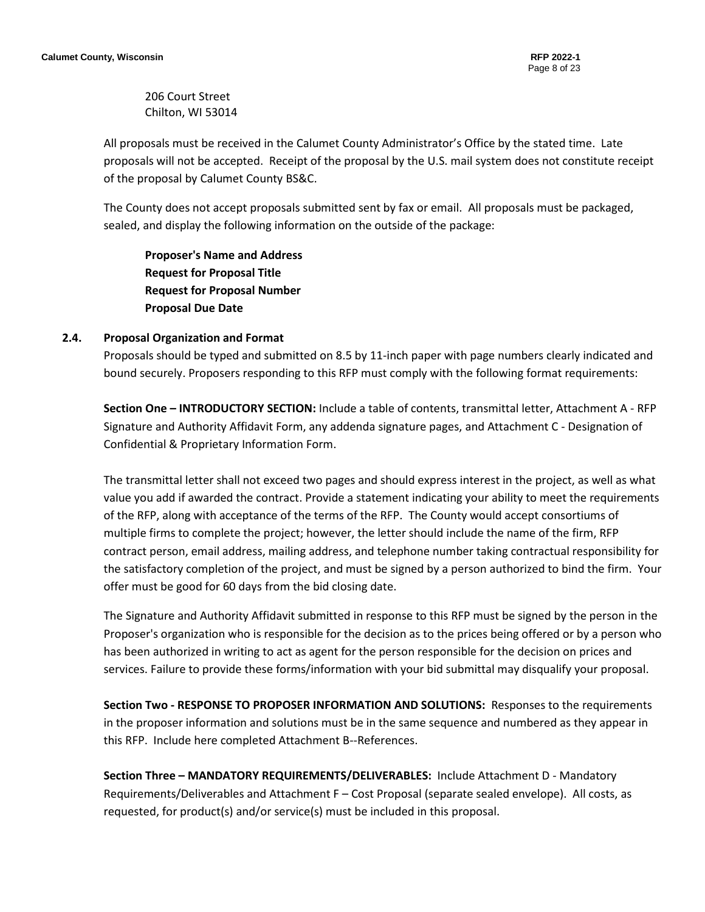206 Court Street
Chilton, WI 53014

All proposals must be received in the Calumet County Administrator's Office by the stated time. Late proposals will not be accepted. Receipt of the proposal by the U.S. mail system does not constitute receipt of the proposal by Calumet County BS&C.

The County does not accept proposals submitted sent by fax or email. All proposals must be packaged, sealed, and display the following information on the outside of the package:

**Proposer's Name and Address**
**Request for Proposal Title**
**Request for Proposal Number**
**Proposal Due Date**

### 2.4. Proposal Organization and Format

Proposals should be typed and submitted on 8.5 by 11-inch paper with page numbers clearly indicated and bound securely. Proposers responding to this RFP must comply with the following format requirements:

**Section One – INTRODUCTORY SECTION:** Include a table of contents, transmittal letter, Attachment A - RFP Signature and Authority Affidavit Form, any addenda signature pages, and Attachment C - Designation of Confidential & Proprietary Information Form.

The transmittal letter shall not exceed two pages and should express interest in the project, as well as what value you add if awarded the contract. Provide a statement indicating your ability to meet the requirements of the RFP, along with acceptance of the terms of the RFP. The County would accept consortiums of multiple firms to complete the project; however, the letter should include the name of the firm, RFP contract person, email address, mailing address, and telephone number taking contractual responsibility for the satisfactory completion of the project, and must be signed by a person authorized to bind the firm. Your offer must be good for 60 days from the bid closing date.

The Signature and Authority Affidavit submitted in response to this RFP must be signed by the person in the Proposer's organization who is responsible for the decision as to the prices being offered or by a person who has been authorized in writing to act as agent for the person responsible for the decision on prices and services. Failure to provide these forms/information with your bid submittal may disqualify your proposal.

**Section Two - RESPONSE TO PROPOSER INFORMATION AND SOLUTIONS:** Responses to the requirements in the proposer information and solutions must be in the same sequence and numbered as they appear in this RFP. Include here completed Attachment B--References.

**Section Three – MANDATORY REQUIREMENTS/DELIVERABLES:** Include Attachment D - Mandatory Requirements/Deliverables and Attachment F – Cost Proposal (separate sealed envelope). All costs, as requested, for product(s) and/or service(s) must be included in this proposal.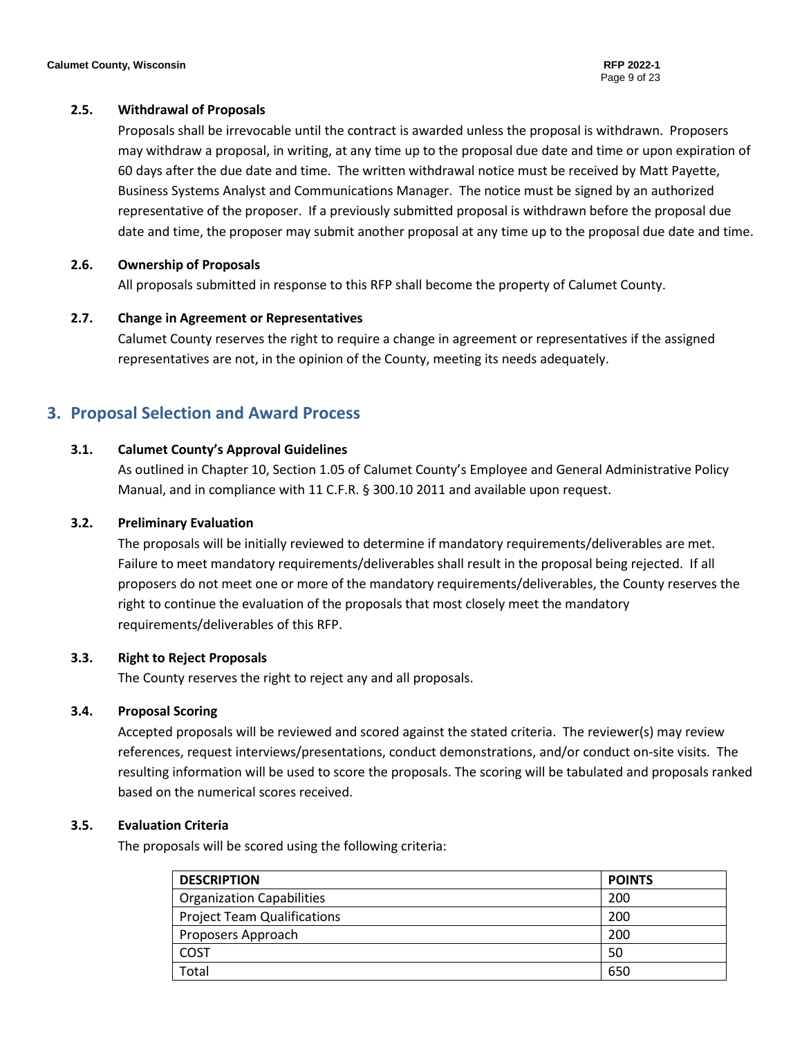### 2.5. Withdrawal of Proposals

Proposals shall be irrevocable until the contract is awarded unless the proposal is withdrawn. Proposers may withdraw a proposal, in writing, at any time up to the proposal due date and time or upon expiration of 60 days after the due date and time. The written withdrawal notice must be received by Matt Payette, Business Systems Analyst and Communications Manager. The notice must be signed by an authorized representative of the proposer. If a previously submitted proposal is withdrawn before the proposal due date and time, the proposer may submit another proposal at any time up to the proposal due date and time.

### 2.6. Ownership of Proposals

All proposals submitted in response to this RFP shall become the property of Calumet County.

### 2.7. Change in Agreement or Representatives

Calumet County reserves the right to require a change in agreement or representatives if the assigned representatives are not, in the opinion of the County, meeting its needs adequately.

## 3. Proposal Selection and Award Process

### 3.1. Calumet County's Approval Guidelines

As outlined in Chapter 10, Section 1.05 of Calumet County's Employee and General Administrative Policy Manual, and in compliance with 11 C.F.R. § 300.10 2011 and available upon request.

### 3.2. Preliminary Evaluation

The proposals will be initially reviewed to determine if mandatory requirements/deliverables are met. Failure to meet mandatory requirements/deliverables shall result in the proposal being rejected. If all proposers do not meet one or more of the mandatory requirements/deliverables, the County reserves the right to continue the evaluation of the proposals that most closely meet the mandatory requirements/deliverables of this RFP.

### 3.3. Right to Reject Proposals

The County reserves the right to reject any and all proposals.

### 3.4. Proposal Scoring

Accepted proposals will be reviewed and scored against the stated criteria. The reviewer(s) may review references, request interviews/presentations, conduct demonstrations, and/or conduct on-site visits. The resulting information will be used to score the proposals. The scoring will be tabulated and proposals ranked based on the numerical scores received.

### 3.5. Evaluation Criteria

The proposals will be scored using the following criteria:

| DESCRIPTION | POINTS |
|---|---|
| Organization Capabilities | 200 |
| Project Team Qualifications | 200 |
| Proposers Approach | 200 |
| COST | 50 |
| Total | 650 |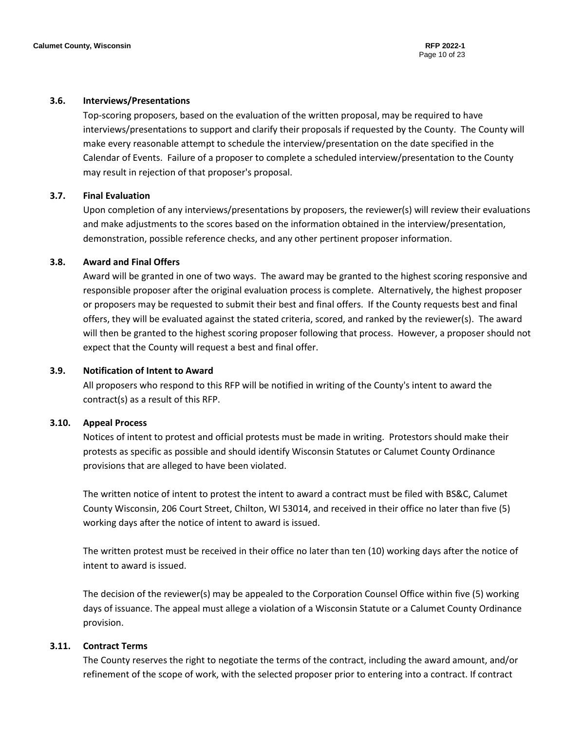### 3.6. Interviews/Presentations

Top-scoring proposers, based on the evaluation of the written proposal, may be required to have interviews/presentations to support and clarify their proposals if requested by the County. The County will make every reasonable attempt to schedule the interview/presentation on the date specified in the Calendar of Events. Failure of a proposer to complete a scheduled interview/presentation to the County may result in rejection of that proposer's proposal.

### 3.7. Final Evaluation

Upon completion of any interviews/presentations by proposers, the reviewer(s) will review their evaluations and make adjustments to the scores based on the information obtained in the interview/presentation, demonstration, possible reference checks, and any other pertinent proposer information.

### 3.8. Award and Final Offers

Award will be granted in one of two ways. The award may be granted to the highest scoring responsive and responsible proposer after the original evaluation process is complete. Alternatively, the highest proposer or proposers may be requested to submit their best and final offers. If the County requests best and final offers, they will be evaluated against the stated criteria, scored, and ranked by the reviewer(s). The award will then be granted to the highest scoring proposer following that process. However, a proposer should not expect that the County will request a best and final offer.

### 3.9. Notification of Intent to Award

All proposers who respond to this RFP will be notified in writing of the County's intent to award the contract(s) as a result of this RFP.

### 3.10. Appeal Process

Notices of intent to protest and official protests must be made in writing. Protestors should make their protests as specific as possible and should identify Wisconsin Statutes or Calumet County Ordinance provisions that are alleged to have been violated.

The written notice of intent to protest the intent to award a contract must be filed with BS&C, Calumet County Wisconsin, 206 Court Street, Chilton, WI 53014, and received in their office no later than five (5) working days after the notice of intent to award is issued.

The written protest must be received in their office no later than ten (10) working days after the notice of intent to award is issued.

The decision of the reviewer(s) may be appealed to the Corporation Counsel Office within five (5) working days of issuance. The appeal must allege a violation of a Wisconsin Statute or a Calumet County Ordinance provision.

### 3.11. Contract Terms

The County reserves the right to negotiate the terms of the contract, including the award amount, and/or refinement of the scope of work, with the selected proposer prior to entering into a contract. If contract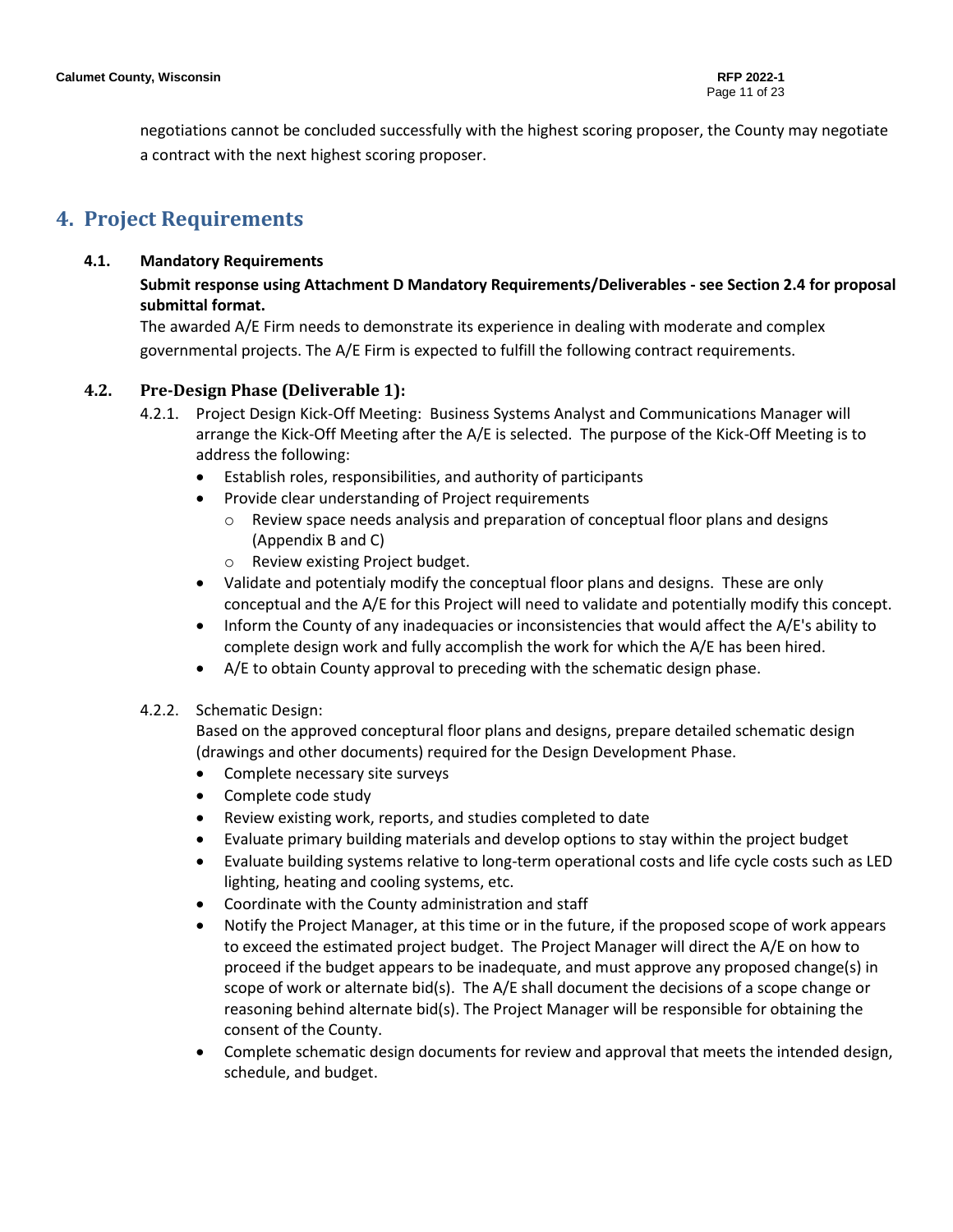negotiations cannot be concluded successfully with the highest scoring proposer, the County may negotiate a contract with the next highest scoring proposer.

# 4. Project Requirements

## 4.1. Mandatory Requirements

**Submit response using Attachment D Mandatory Requirements/Deliverables - see Section 2.4 for proposal submittal format.**

The awarded A/E Firm needs to demonstrate its experience in dealing with moderate and complex governmental projects. The A/E Firm is expected to fulfill the following contract requirements.

## 4.2. Pre-Design Phase (Deliverable 1):

4.2.1. Project Design Kick-Off Meeting: Business Systems Analyst and Communications Manager will arrange the Kick-Off Meeting after the A/E is selected. The purpose of the Kick-Off Meeting is to address the following:

- Establish roles, responsibilities, and authority of participants
- Provide clear understanding of Project requirements
  - Review space needs analysis and preparation of conceptual floor plans and designs (Appendix B and C)
  - Review existing Project budget.
- Validate and potentialy modify the conceptual floor plans and designs. These are only conceptual and the A/E for this Project will need to validate and potentially modify this concept.
- Inform the County of any inadequacies or inconsistencies that would affect the A/E's ability to complete design work and fully accomplish the work for which the A/E has been hired.
- A/E to obtain County approval to preceding with the schematic design phase.

4.2.2. Schematic Design:

Based on the approved conceptural floor plans and designs, prepare detailed schematic design (drawings and other documents) required for the Design Development Phase.

- Complete necessary site surveys
- Complete code study
- Review existing work, reports, and studies completed to date
- Evaluate primary building materials and develop options to stay within the project budget
- Evaluate building systems relative to long-term operational costs and life cycle costs such as LED lighting, heating and cooling systems, etc.
- Coordinate with the County administration and staff
- Notify the Project Manager, at this time or in the future, if the proposed scope of work appears to exceed the estimated project budget. The Project Manager will direct the A/E on how to proceed if the budget appears to be inadequate, and must approve any proposed change(s) in scope of work or alternate bid(s). The A/E shall document the decisions of a scope change or reasoning behind alternate bid(s). The Project Manager will be responsible for obtaining the consent of the County.
- Complete schematic design documents for review and approval that meets the intended design, schedule, and budget.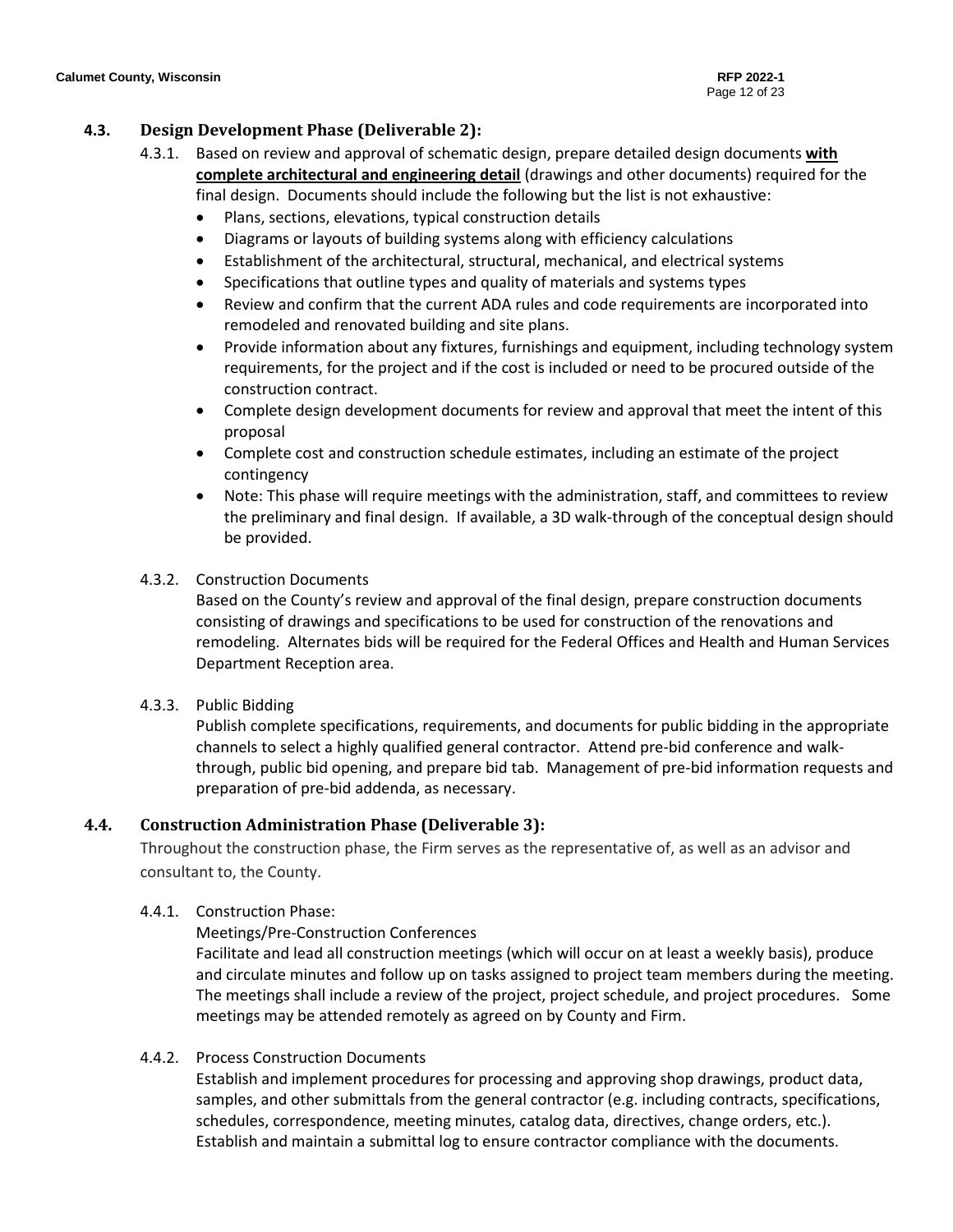### 4.3. Design Development Phase (Deliverable 2):

4.3.1. Based on review and approval of schematic design, prepare detailed design documents **with complete architectural and engineering detail** (drawings and other documents) required for the final design. Documents should include the following but the list is not exhaustive:

- Plans, sections, elevations, typical construction details
- Diagrams or layouts of building systems along with efficiency calculations
- Establishment of the architectural, structural, mechanical, and electrical systems
- Specifications that outline types and quality of materials and systems types
- Review and confirm that the current ADA rules and code requirements are incorporated into remodeled and renovated building and site plans.
- Provide information about any fixtures, furnishings and equipment, including technology system requirements, for the project and if the cost is included or need to be procured outside of the construction contract.
- Complete design development documents for review and approval that meet the intent of this proposal
- Complete cost and construction schedule estimates, including an estimate of the project contingency
- Note: This phase will require meetings with the administration, staff, and committees to review the preliminary and final design. If available, a 3D walk-through of the conceptual design should be provided.

4.3.2. Construction Documents

Based on the County's review and approval of the final design, prepare construction documents consisting of drawings and specifications to be used for construction of the renovations and remodeling. Alternates bids will be required for the Federal Offices and Health and Human Services Department Reception area.

4.3.3. Public Bidding

Publish complete specifications, requirements, and documents for public bidding in the appropriate channels to select a highly qualified general contractor. Attend pre-bid conference and walk-through, public bid opening, and prepare bid tab. Management of pre-bid information requests and preparation of pre-bid addenda, as necessary.

### 4.4. Construction Administration Phase (Deliverable 3):

Throughout the construction phase, the Firm serves as the representative of, as well as an advisor and consultant to, the County.

4.4.1. Construction Phase:

Meetings/Pre-Construction Conferences

Facilitate and lead all construction meetings (which will occur on at least a weekly basis), produce and circulate minutes and follow up on tasks assigned to project team members during the meeting. The meetings shall include a review of the project, project schedule, and project procedures. Some meetings may be attended remotely as agreed on by County and Firm.

4.4.2. Process Construction Documents

Establish and implement procedures for processing and approving shop drawings, product data, samples, and other submittals from the general contractor (e.g. including contracts, specifications, schedules, correspondence, meeting minutes, catalog data, directives, change orders, etc.). Establish and maintain a submittal log to ensure contractor compliance with the documents.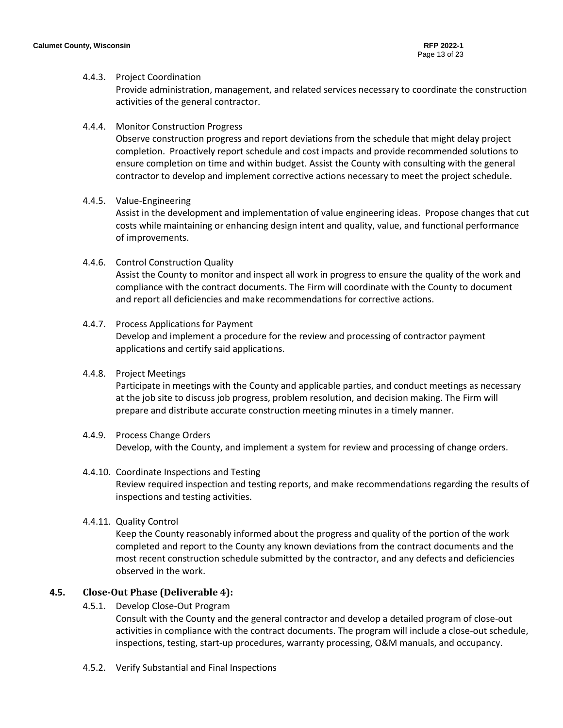4.4.3. Project Coordination

Provide administration, management, and related services necessary to coordinate the construction activities of the general contractor.

4.4.4. Monitor Construction Progress

Observe construction progress and report deviations from the schedule that might delay project completion. Proactively report schedule and cost impacts and provide recommended solutions to ensure completion on time and within budget. Assist the County with consulting with the general contractor to develop and implement corrective actions necessary to meet the project schedule.

4.4.5. Value-Engineering

Assist in the development and implementation of value engineering ideas. Propose changes that cut costs while maintaining or enhancing design intent and quality, value, and functional performance of improvements.

4.4.6. Control Construction Quality

Assist the County to monitor and inspect all work in progress to ensure the quality of the work and compliance with the contract documents. The Firm will coordinate with the County to document and report all deficiencies and make recommendations for corrective actions.

4.4.7. Process Applications for Payment

Develop and implement a procedure for the review and processing of contractor payment applications and certify said applications.

4.4.8. Project Meetings

Participate in meetings with the County and applicable parties, and conduct meetings as necessary at the job site to discuss job progress, problem resolution, and decision making. The Firm will prepare and distribute accurate construction meeting minutes in a timely manner.

4.4.9. Process Change Orders

Develop, with the County, and implement a system for review and processing of change orders.

4.4.10. Coordinate Inspections and Testing

Review required inspection and testing reports, and make recommendations regarding the results of inspections and testing activities.

4.4.11. Quality Control

Keep the County reasonably informed about the progress and quality of the portion of the work completed and report to the County any known deviations from the contract documents and the most recent construction schedule submitted by the contractor, and any defects and deficiencies observed in the work.

### 4.5. Close-Out Phase (Deliverable 4):

4.5.1. Develop Close-Out Program

Consult with the County and the general contractor and develop a detailed program of close-out activities in compliance with the contract documents. The program will include a close-out schedule, inspections, testing, start-up procedures, warranty processing, O&M manuals, and occupancy.

4.5.2. Verify Substantial and Final Inspections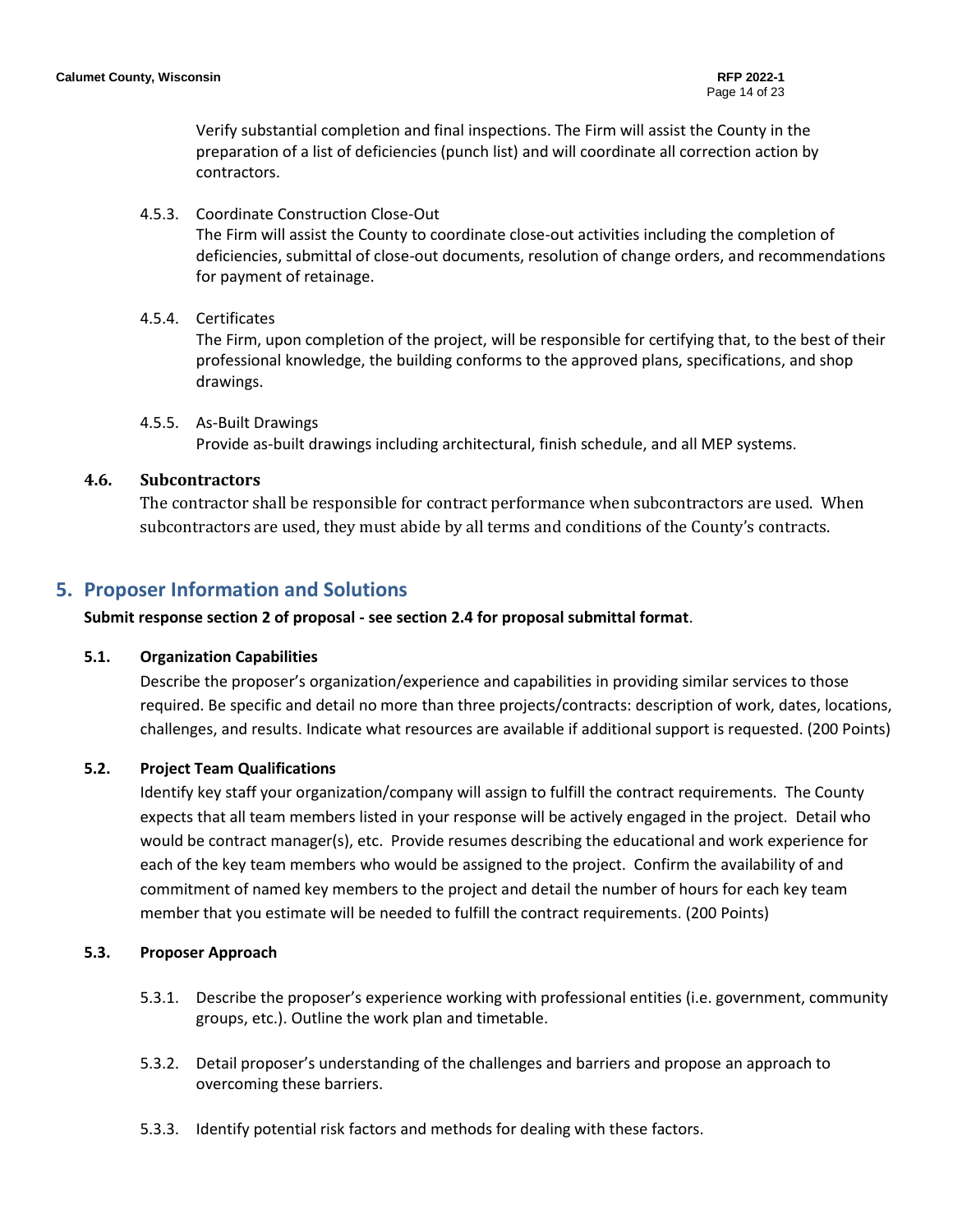Verify substantial completion and final inspections. The Firm will assist the County in the preparation of a list of deficiencies (punch list) and will coordinate all correction action by contractors.

4.5.3. Coordinate Construction Close-Out

The Firm will assist the County to coordinate close-out activities including the completion of deficiencies, submittal of close-out documents, resolution of change orders, and recommendations for payment of retainage.

4.5.4. Certificates

The Firm, upon completion of the project, will be responsible for certifying that, to the best of their professional knowledge, the building conforms to the approved plans, specifications, and shop drawings.

4.5.5. As-Built Drawings

Provide as-built drawings including architectural, finish schedule, and all MEP systems.

### 4.6. Subcontractors

The contractor shall be responsible for contract performance when subcontractors are used. When subcontractors are used, they must abide by all terms and conditions of the County's contracts.

## 5. Proposer Information and Solutions

**Submit response section 2 of proposal - see section 2.4 for proposal submittal format**.

### 5.1. Organization Capabilities

Describe the proposer's organization/experience and capabilities in providing similar services to those required. Be specific and detail no more than three projects/contracts: description of work, dates, locations, challenges, and results. Indicate what resources are available if additional support is requested. (200 Points)

### 5.2. Project Team Qualifications

Identify key staff your organization/company will assign to fulfill the contract requirements. The County expects that all team members listed in your response will be actively engaged in the project. Detail who would be contract manager(s), etc. Provide resumes describing the educational and work experience for each of the key team members who would be assigned to the project. Confirm the availability of and commitment of named key members to the project and detail the number of hours for each key team member that you estimate will be needed to fulfill the contract requirements. (200 Points)

### 5.3. Proposer Approach

5.3.1. Describe the proposer's experience working with professional entities (i.e. government, community groups, etc.). Outline the work plan and timetable.

5.3.2. Detail proposer's understanding of the challenges and barriers and propose an approach to overcoming these barriers.

5.3.3. Identify potential risk factors and methods for dealing with these factors.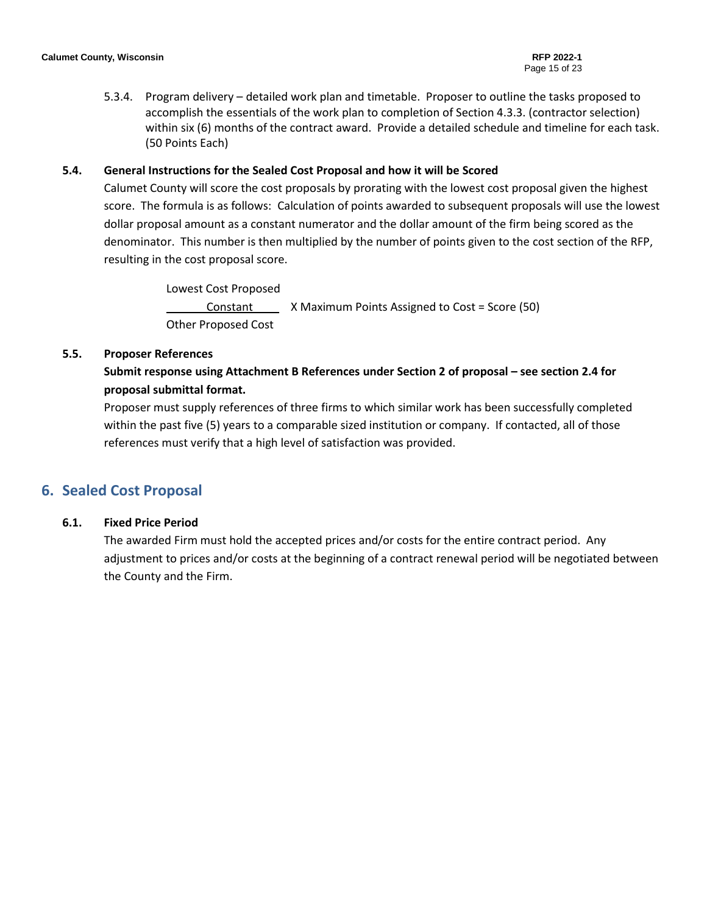5.3.4. Program delivery – detailed work plan and timetable. Proposer to outline the tasks proposed to accomplish the essentials of the work plan to completion of Section 4.3.3. (contractor selection) within six (6) months of the contract award. Provide a detailed schedule and timeline for each task. (50 Points Each)

### 5.4. General Instructions for the Sealed Cost Proposal and how it will be Scored

Calumet County will score the cost proposals by prorating with the lowest cost proposal given the highest score. The formula is as follows: Calculation of points awarded to subsequent proposals will use the lowest dollar proposal amount as a constant numerator and the dollar amount of the firm being scored as the denominator. This number is then multiplied by the number of points given to the cost section of the RFP, resulting in the cost proposal score.

$$\frac{\text{Lowest Cost Proposed Constant}}{\text{Other Proposed Cost}} \times \text{Maximum Points Assigned to Cost} = \text{Score (50)}$$

### 5.5. Proposer References

**Submit response using Attachment B References under Section 2 of proposal – see section 2.4 for proposal submittal format.**

Proposer must supply references of three firms to which similar work has been successfully completed within the past five (5) years to a comparable sized institution or company. If contacted, all of those references must verify that a high level of satisfaction was provided.

## 6. Sealed Cost Proposal

### 6.1. Fixed Price Period

The awarded Firm must hold the accepted prices and/or costs for the entire contract period. Any adjustment to prices and/or costs at the beginning of a contract renewal period will be negotiated between the County and the Firm.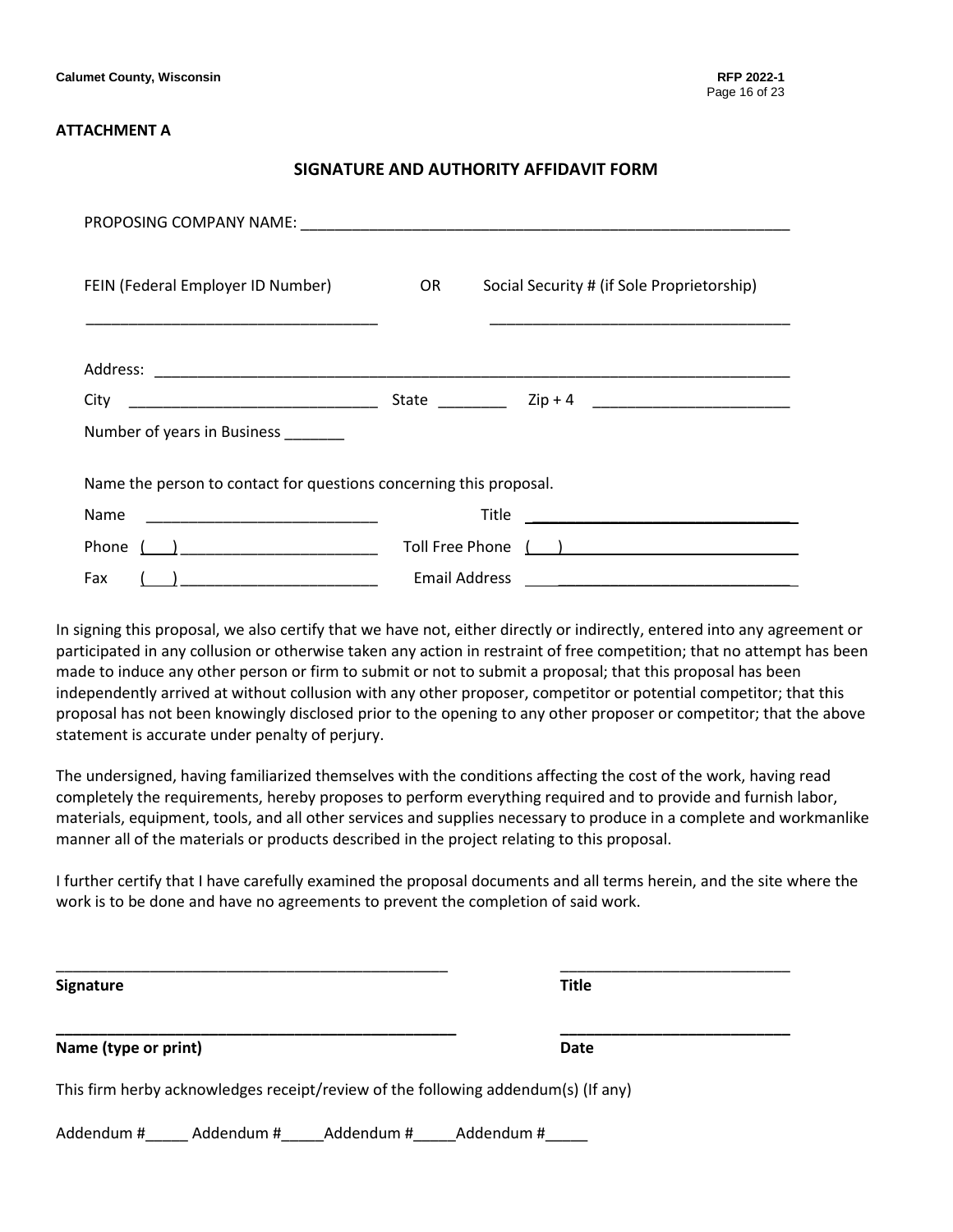**ATTACHMENT A**

## SIGNATURE AND AUTHORITY AFFIDAVIT FORM

PROPOSING COMPANY NAME: ____________________________________________________________

FEIN (Federal Employer ID Number) OR Social Security # (if Sole Proprietorship)

___________________________________ ___________________________________

Address: ____________________________________________________________________________

City ______________________________ State ________ Zip + 4 _______________________

Number of years in Business _______

Name the person to contact for questions concerning this proposal.

Name ___________________________ Title ________________________________

Phone ( ) ________________________ Toll Free Phone ( ) ___________________________

Fax ( ) ________________________ Email Address ___________________________

In signing this proposal, we also certify that we have not, either directly or indirectly, entered into any agreement or participated in any collusion or otherwise taken any action in restraint of free competition; that no attempt has been made to induce any other person or firm to submit or not to submit a proposal; that this proposal has been independently arrived at without collusion with any other proposer, competitor or potential competitor; that this proposal has not been knowingly disclosed prior to the opening to any other proposer or competitor; that the above statement is accurate under penalty of perjury.

The undersigned, having familiarized themselves with the conditions affecting the cost of the work, having read completely the requirements, hereby proposes to perform everything required and to provide and furnish labor, materials, equipment, tools, and all other services and supplies necessary to produce in a complete and workmanlike manner all of the materials or products described in the project relating to this proposal.

I further certify that I have carefully examined the proposal documents and all terms herein, and the site where the work is to be done and have no agreements to prevent the completion of said work.

_______________________________________________ ___________________________

**Signature** **Title**

_______________________________________________ ___________________________

**Name (type or print)** **Date**

This firm herby acknowledges receipt/review of the following addendum(s) (If any)

Addendum #_____ Addendum #_____Addendum #_____Addendum #_____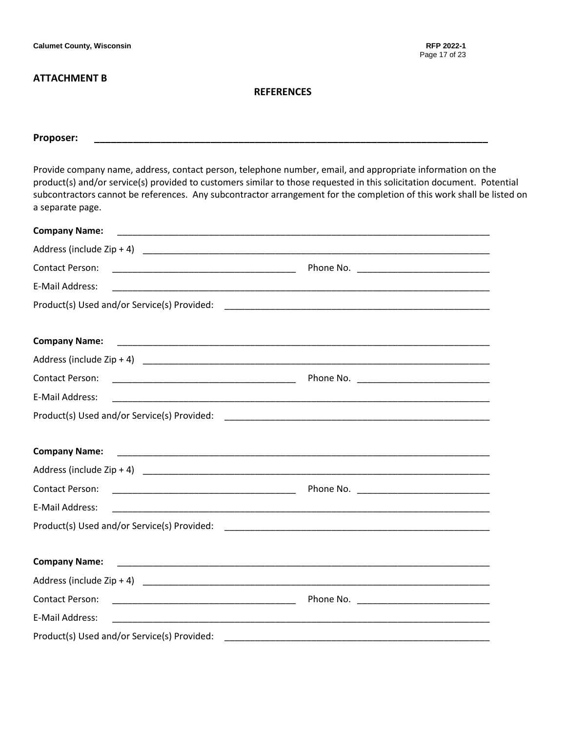## ATTACHMENT B

### REFERENCES

**Proposer:** ________________________________________________________________________

Provide company name, address, contact person, telephone number, email, and appropriate information on the product(s) and/or service(s) provided to customers similar to those requested in this solicitation document. Potential subcontractors cannot be references. Any subcontractor arrangement for the completion of this work shall be listed on a separate page.

**Company Name:** ________________________________________________________________________

Address (include Zip + 4) ________________________________________________________________________

Contact Person: ____________________________________ Phone No. __________________________

E-Mail Address: ________________________________________________________________________

Product(s) Used and/or Service(s) Provided: ____________________________________________________

**Company Name:** ________________________________________________________________________

Address (include Zip + 4) ________________________________________________________________________

Contact Person: ____________________________________ Phone No. __________________________

E-Mail Address: ________________________________________________________________________

Product(s) Used and/or Service(s) Provided: ____________________________________________________

**Company Name:** ________________________________________________________________________

Address (include Zip + 4) ________________________________________________________________________

Contact Person: ____________________________________ Phone No. __________________________

E-Mail Address: ________________________________________________________________________

Product(s) Used and/or Service(s) Provided: ____________________________________________________

**Company Name:** ________________________________________________________________________

Address (include Zip + 4) ________________________________________________________________________

Contact Person: ____________________________________ Phone No. __________________________

E-Mail Address: ________________________________________________________________________

Product(s) Used and/or Service(s) Provided: ____________________________________________________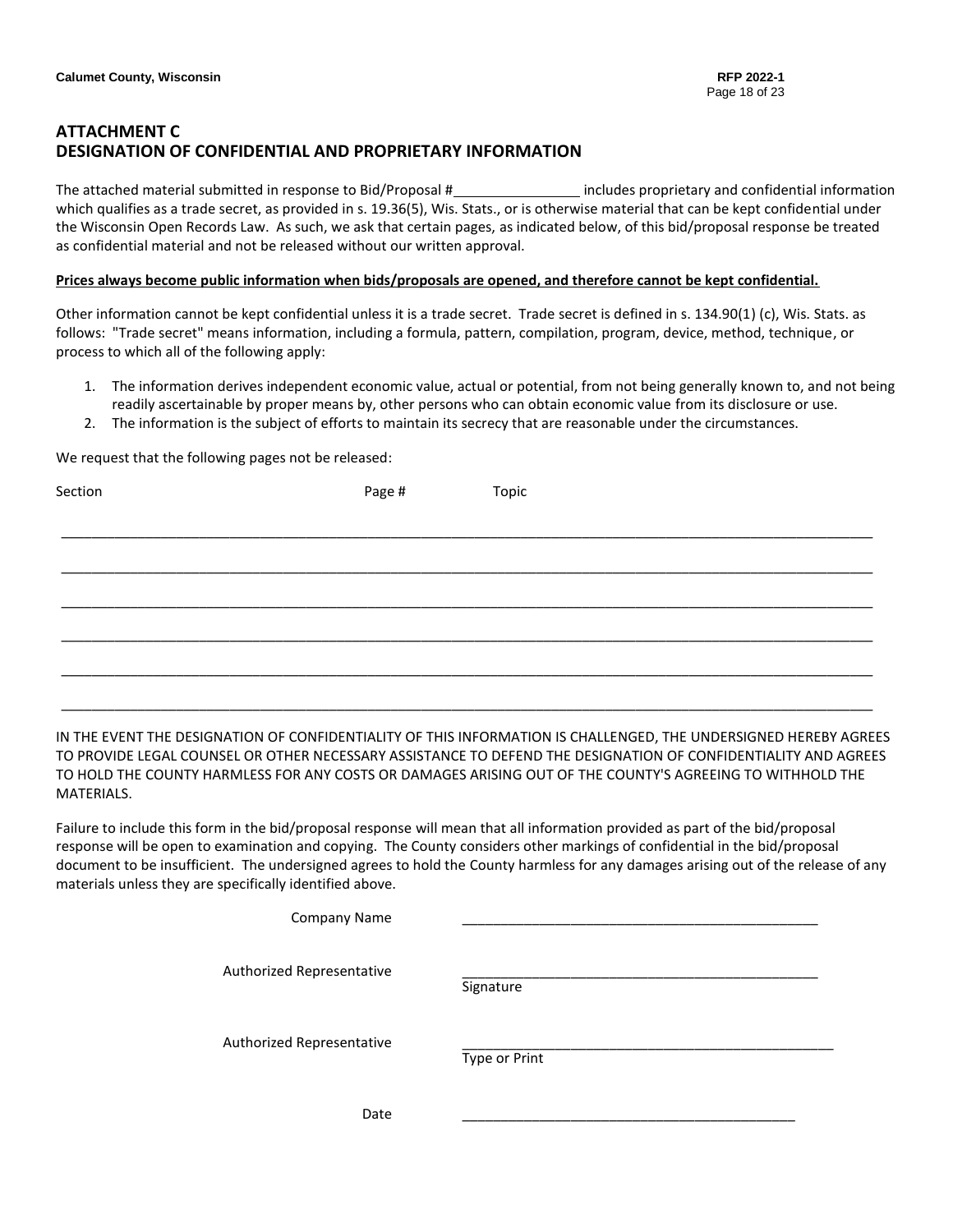## ATTACHMENT C
## DESIGNATION OF CONFIDENTIAL AND PROPRIETARY INFORMATION

The attached material submitted in response to Bid/Proposal #________________ includes proprietary and confidential information which qualifies as a trade secret, as provided in s. 19.36(5), Wis. Stats., or is otherwise material that can be kept confidential under the Wisconsin Open Records Law. As such, we ask that certain pages, as indicated below, of this bid/proposal response be treated as confidential material and not be released without our written approval.

**Prices always become public information when bids/proposals are opened, and therefore cannot be kept confidential.**

Other information cannot be kept confidential unless it is a trade secret. Trade secret is defined in s. 134.90(1) (c), Wis. Stats. as follows: "Trade secret" means information, including a formula, pattern, compilation, program, device, method, technique, or process to which all of the following apply:

1. The information derives independent economic value, actual or potential, from not being generally known to, and not being readily ascertainable by proper means by, other persons who can obtain economic value from its disclosure or use.
2. The information is the subject of efforts to maintain its secrecy that are reasonable under the circumstances.

We request that the following pages not be released:

| Section | Page # | Topic |
|---|---|---|
| | | |
| | | |
| | | |
| | | |
| | | |
| | | |

IN THE EVENT THE DESIGNATION OF CONFIDENTIALITY OF THIS INFORMATION IS CHALLENGED, THE UNDERSIGNED HEREBY AGREES TO PROVIDE LEGAL COUNSEL OR OTHER NECESSARY ASSISTANCE TO DEFEND THE DESIGNATION OF CONFIDENTIALITY AND AGREES TO HOLD THE COUNTY HARMLESS FOR ANY COSTS OR DAMAGES ARISING OUT OF THE COUNTY'S AGREEING TO WITHHOLD THE MATERIALS.

Failure to include this form in the bid/proposal response will mean that all information provided as part of the bid/proposal response will be open to examination and copying. The County considers other markings of confidential in the bid/proposal document to be insufficient. The undersigned agrees to hold the County harmless for any damages arising out of the release of any materials unless they are specifically identified above.

Company Name ______________________________________________

Authorized Representative ______________________________________________
Signature

Authorized Representative ______________________________________________
Type or Print

Date ______________________________________________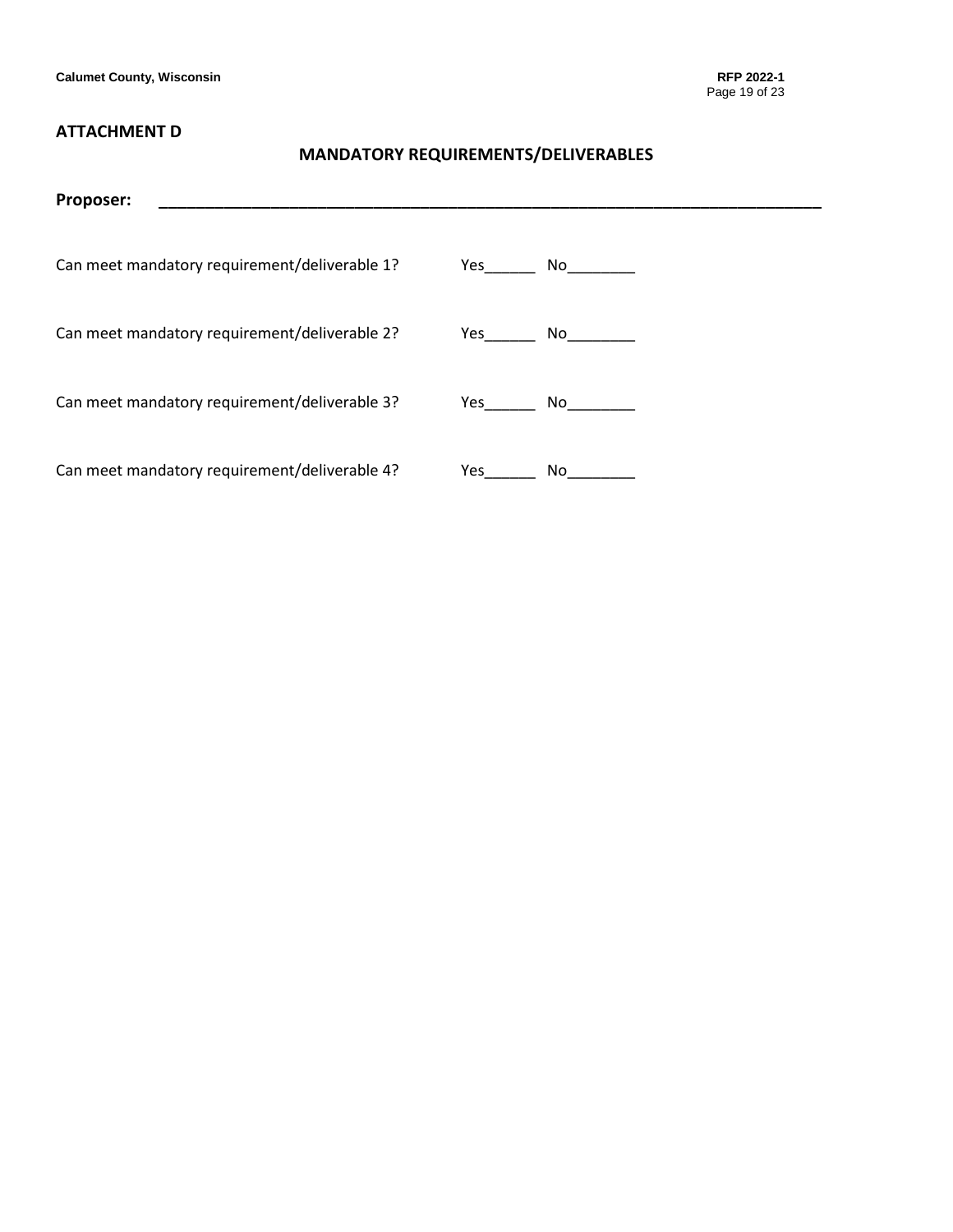## ATTACHMENT D

### MANDATORY REQUIREMENTS/DELIVERABLES

**Proposer:** ______________________________________________________________________

Can meet mandatory requirement/deliverable 1? Yes______ No________

Can meet mandatory requirement/deliverable 2? Yes______ No________

Can meet mandatory requirement/deliverable 3? Yes______ No________

Can meet mandatory requirement/deliverable 4? Yes______ No________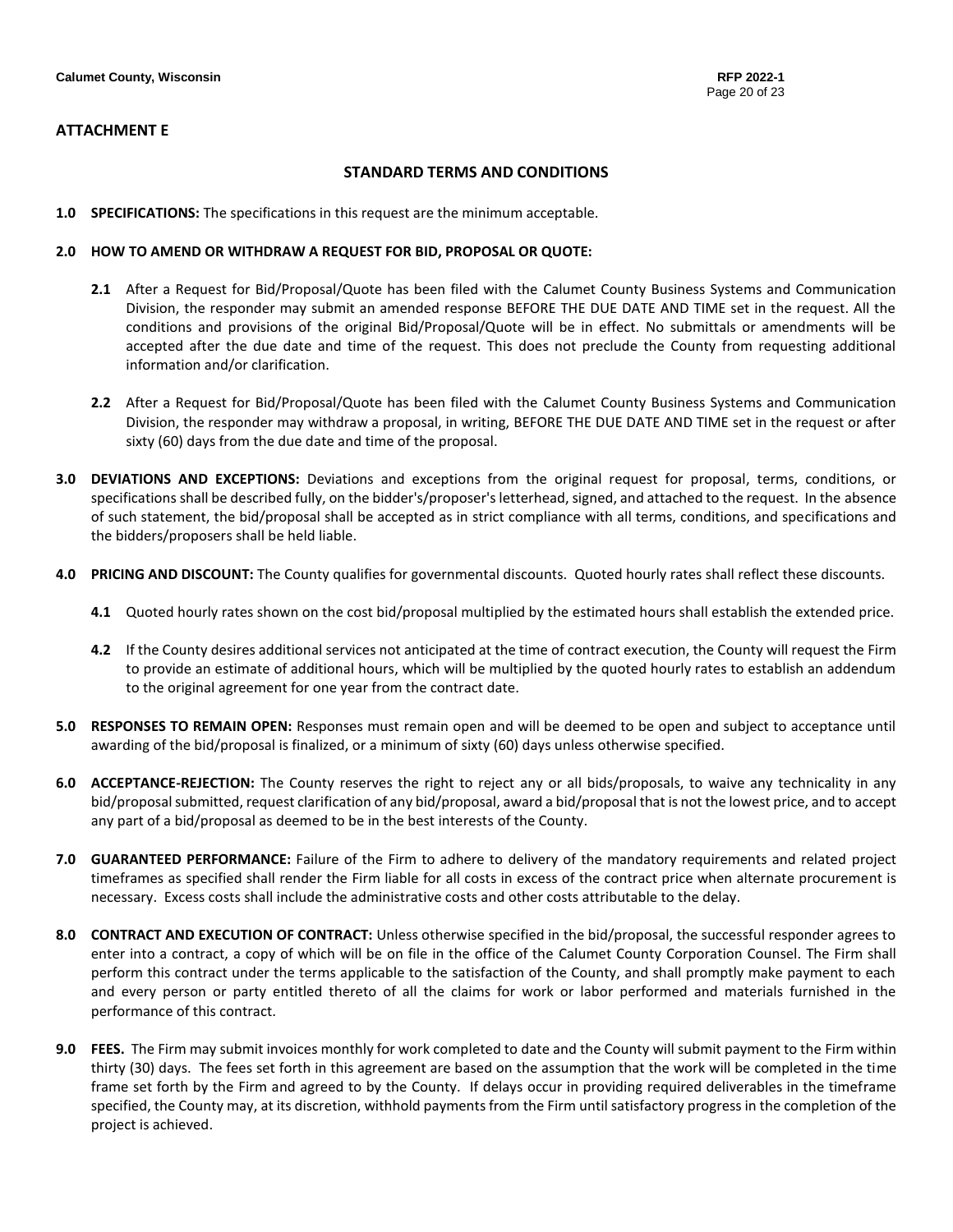## ATTACHMENT E

### STANDARD TERMS AND CONDITIONS

**1.0 SPECIFICATIONS:** The specifications in this request are the minimum acceptable.

**2.0 HOW TO AMEND OR WITHDRAW A REQUEST FOR BID, PROPOSAL OR QUOTE:**

**2.1** After a Request for Bid/Proposal/Quote has been filed with the Calumet County Business Systems and Communication Division, the responder may submit an amended response BEFORE THE DUE DATE AND TIME set in the request. All the conditions and provisions of the original Bid/Proposal/Quote will be in effect. No submittals or amendments will be accepted after the due date and time of the request. This does not preclude the County from requesting additional information and/or clarification.

**2.2** After a Request for Bid/Proposal/Quote has been filed with the Calumet County Business Systems and Communication Division, the responder may withdraw a proposal, in writing, BEFORE THE DUE DATE AND TIME set in the request or after sixty (60) days from the due date and time of the proposal.

**3.0 DEVIATIONS AND EXCEPTIONS:** Deviations and exceptions from the original request for proposal, terms, conditions, or specifications shall be described fully, on the bidder's/proposer's letterhead, signed, and attached to the request. In the absence of such statement, the bid/proposal shall be accepted as in strict compliance with all terms, conditions, and specifications and the bidders/proposers shall be held liable.

**4.0 PRICING AND DISCOUNT:** The County qualifies for governmental discounts. Quoted hourly rates shall reflect these discounts.

**4.1** Quoted hourly rates shown on the cost bid/proposal multiplied by the estimated hours shall establish the extended price.

**4.2** If the County desires additional services not anticipated at the time of contract execution, the County will request the Firm to provide an estimate of additional hours, which will be multiplied by the quoted hourly rates to establish an addendum to the original agreement for one year from the contract date.

**5.0 RESPONSES TO REMAIN OPEN:** Responses must remain open and will be deemed to be open and subject to acceptance until awarding of the bid/proposal is finalized, or a minimum of sixty (60) days unless otherwise specified.

**6.0 ACCEPTANCE-REJECTION:** The County reserves the right to reject any or all bids/proposals, to waive any technicality in any bid/proposal submitted, request clarification of any bid/proposal, award a bid/proposal that is not the lowest price, and to accept any part of a bid/proposal as deemed to be in the best interests of the County.

**7.0 GUARANTEED PERFORMANCE:** Failure of the Firm to adhere to delivery of the mandatory requirements and related project timeframes as specified shall render the Firm liable for all costs in excess of the contract price when alternate procurement is necessary. Excess costs shall include the administrative costs and other costs attributable to the delay.

**8.0 CONTRACT AND EXECUTION OF CONTRACT:** Unless otherwise specified in the bid/proposal, the successful responder agrees to enter into a contract, a copy of which will be on file in the office of the Calumet County Corporation Counsel. The Firm shall perform this contract under the terms applicable to the satisfaction of the County, and shall promptly make payment to each and every person or party entitled thereto of all the claims for work or labor performed and materials furnished in the performance of this contract.

**9.0 FEES.** The Firm may submit invoices monthly for work completed to date and the County will submit payment to the Firm within thirty (30) days. The fees set forth in this agreement are based on the assumption that the work will be completed in the time frame set forth by the Firm and agreed to by the County. If delays occur in providing required deliverables in the timeframe specified, the County may, at its discretion, withhold payments from the Firm until satisfactory progress in the completion of the project is achieved.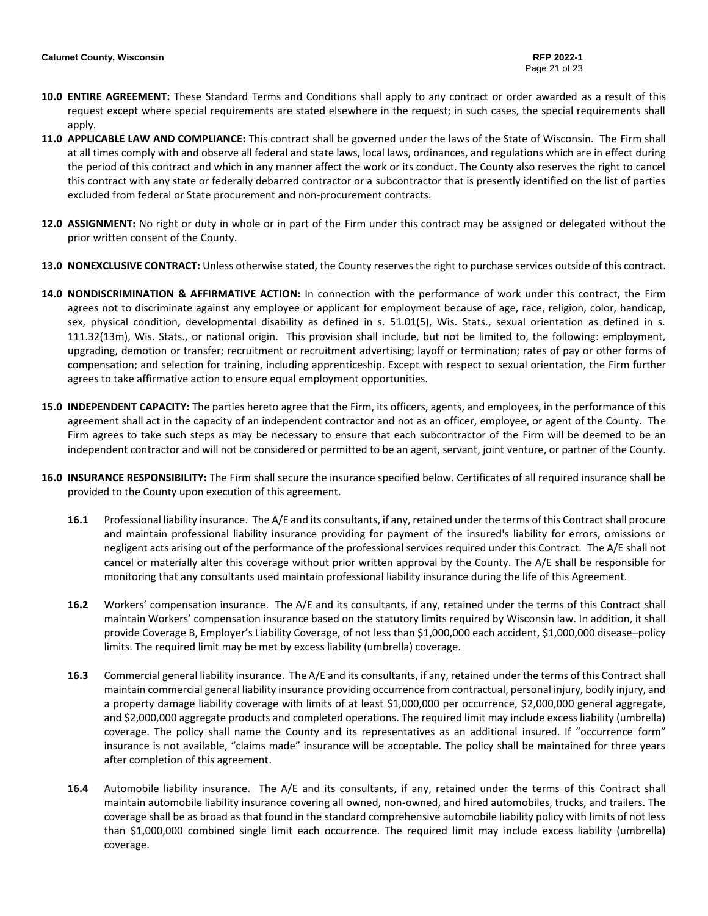**10.0 ENTIRE AGREEMENT:** These Standard Terms and Conditions shall apply to any contract or order awarded as a result of this request except where special requirements are stated elsewhere in the request; in such cases, the special requirements shall apply.

**11.0 APPLICABLE LAW AND COMPLIANCE:** This contract shall be governed under the laws of the State of Wisconsin. The Firm shall at all times comply with and observe all federal and state laws, local laws, ordinances, and regulations which are in effect during the period of this contract and which in any manner affect the work or its conduct. The County also reserves the right to cancel this contract with any state or federally debarred contractor or a subcontractor that is presently identified on the list of parties excluded from federal or State procurement and non-procurement contracts.

**12.0 ASSIGNMENT:** No right or duty in whole or in part of the Firm under this contract may be assigned or delegated without the prior written consent of the County.

**13.0 NONEXCLUSIVE CONTRACT:** Unless otherwise stated, the County reserves the right to purchase services outside of this contract.

**14.0 NONDISCRIMINATION & AFFIRMATIVE ACTION:** In connection with the performance of work under this contract, the Firm agrees not to discriminate against any employee or applicant for employment because of age, race, religion, color, handicap, sex, physical condition, developmental disability as defined in s. 51.01(5), Wis. Stats., sexual orientation as defined in s. 111.32(13m), Wis. Stats., or national origin. This provision shall include, but not be limited to, the following: employment, upgrading, demotion or transfer; recruitment or recruitment advertising; layoff or termination; rates of pay or other forms of compensation; and selection for training, including apprenticeship. Except with respect to sexual orientation, the Firm further agrees to take affirmative action to ensure equal employment opportunities.

**15.0 INDEPENDENT CAPACITY:** The parties hereto agree that the Firm, its officers, agents, and employees, in the performance of this agreement shall act in the capacity of an independent contractor and not as an officer, employee, or agent of the County. The Firm agrees to take such steps as may be necessary to ensure that each subcontractor of the Firm will be deemed to be an independent contractor and will not be considered or permitted to be an agent, servant, joint venture, or partner of the County.

**16.0 INSURANCE RESPONSIBILITY:** The Firm shall secure the insurance specified below. Certificates of all required insurance shall be provided to the County upon execution of this agreement.

**16.1** Professional liability insurance. The A/E and its consultants, if any, retained under the terms of this Contract shall procure and maintain professional liability insurance providing for payment of the insured's liability for errors, omissions or negligent acts arising out of the performance of the professional services required under this Contract. The A/E shall not cancel or materially alter this coverage without prior written approval by the County. The A/E shall be responsible for monitoring that any consultants used maintain professional liability insurance during the life of this Agreement.

**16.2** Workers' compensation insurance. The A/E and its consultants, if any, retained under the terms of this Contract shall maintain Workers' compensation insurance based on the statutory limits required by Wisconsin law. In addition, it shall provide Coverage B, Employer's Liability Coverage, of not less than $1,000,000 each accident, $1,000,000 disease–policy limits. The required limit may be met by excess liability (umbrella) coverage.

**16.3** Commercial general liability insurance. The A/E and its consultants, if any, retained under the terms of this Contract shall maintain commercial general liability insurance providing occurrence from contractual, personal injury, bodily injury, and a property damage liability coverage with limits of at least $1,000,000 per occurrence, $2,000,000 general aggregate, and $2,000,000 aggregate products and completed operations. The required limit may include excess liability (umbrella) coverage. The policy shall name the County and its representatives as an additional insured. If "occurrence form" insurance is not available, "claims made" insurance will be acceptable. The policy shall be maintained for three years after completion of this agreement.

**16.4** Automobile liability insurance. The A/E and its consultants, if any, retained under the terms of this Contract shall maintain automobile liability insurance covering all owned, non-owned, and hired automobiles, trucks, and trailers. The coverage shall be as broad as that found in the standard comprehensive automobile liability policy with limits of not less than $1,000,000 combined single limit each occurrence. The required limit may include excess liability (umbrella) coverage.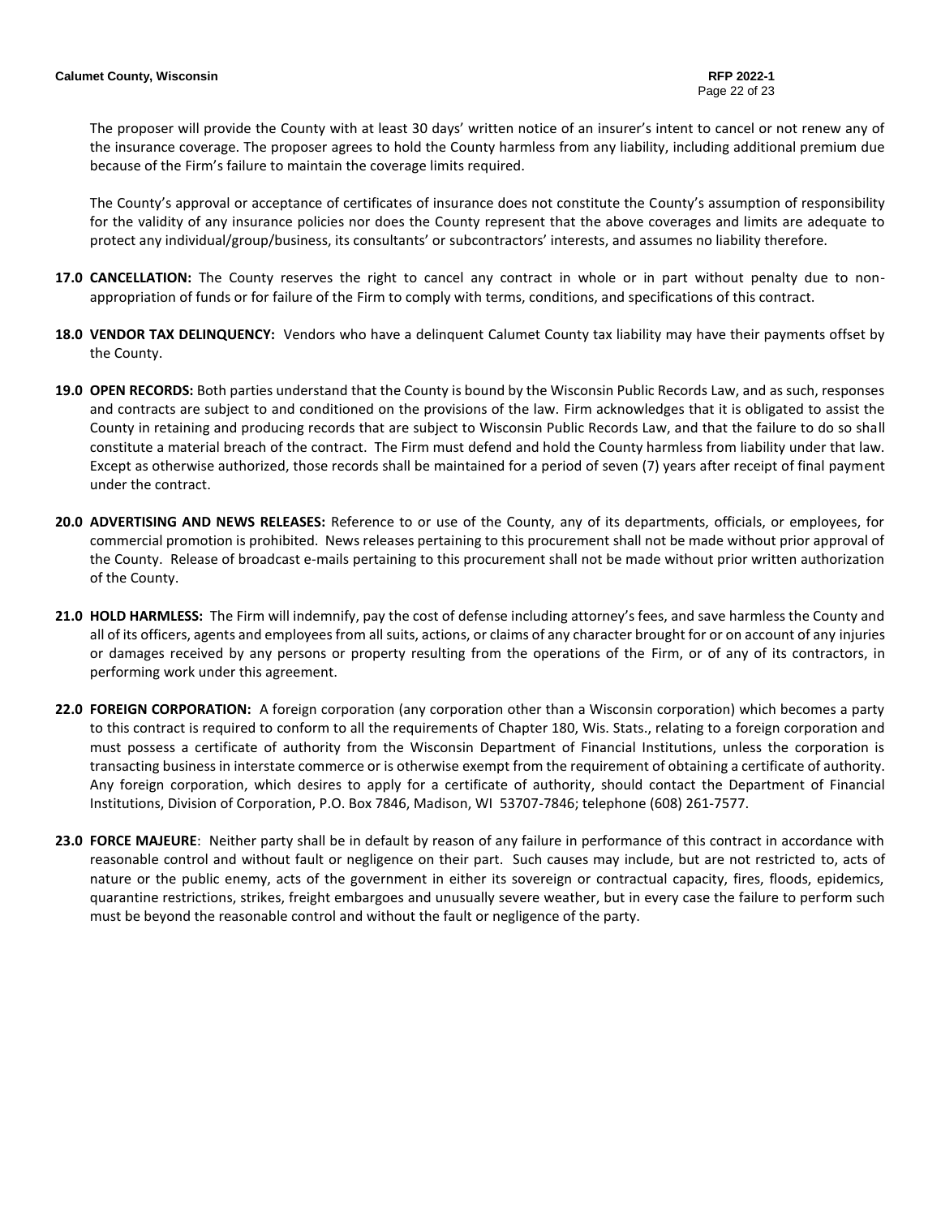The proposer will provide the County with at least 30 days' written notice of an insurer's intent to cancel or not renew any of the insurance coverage. The proposer agrees to hold the County harmless from any liability, including additional premium due because of the Firm's failure to maintain the coverage limits required.

The County's approval or acceptance of certificates of insurance does not constitute the County's assumption of responsibility for the validity of any insurance policies nor does the County represent that the above coverages and limits are adequate to protect any individual/group/business, its consultants' or subcontractors' interests, and assumes no liability therefore.

**17.0 CANCELLATION:** The County reserves the right to cancel any contract in whole or in part without penalty due to non-appropriation of funds or for failure of the Firm to comply with terms, conditions, and specifications of this contract.

**18.0 VENDOR TAX DELINQUENCY:** Vendors who have a delinquent Calumet County tax liability may have their payments offset by the County.

**19.0 OPEN RECORDS:** Both parties understand that the County is bound by the Wisconsin Public Records Law, and as such, responses and contracts are subject to and conditioned on the provisions of the law. Firm acknowledges that it is obligated to assist the County in retaining and producing records that are subject to Wisconsin Public Records Law, and that the failure to do so shall constitute a material breach of the contract. The Firm must defend and hold the County harmless from liability under that law. Except as otherwise authorized, those records shall be maintained for a period of seven (7) years after receipt of final payment under the contract.

**20.0 ADVERTISING AND NEWS RELEASES:** Reference to or use of the County, any of its departments, officials, or employees, for commercial promotion is prohibited. News releases pertaining to this procurement shall not be made without prior approval of the County. Release of broadcast e-mails pertaining to this procurement shall not be made without prior written authorization of the County.

**21.0 HOLD HARMLESS:** The Firm will indemnify, pay the cost of defense including attorney's fees, and save harmless the County and all of its officers, agents and employees from all suits, actions, or claims of any character brought for or on account of any injuries or damages received by any persons or property resulting from the operations of the Firm, or of any of its contractors, in performing work under this agreement.

**22.0 FOREIGN CORPORATION:** A foreign corporation (any corporation other than a Wisconsin corporation) which becomes a party to this contract is required to conform to all the requirements of Chapter 180, Wis. Stats., relating to a foreign corporation and must possess a certificate of authority from the Wisconsin Department of Financial Institutions, unless the corporation is transacting business in interstate commerce or is otherwise exempt from the requirement of obtaining a certificate of authority. Any foreign corporation, which desires to apply for a certificate of authority, should contact the Department of Financial Institutions, Division of Corporation, P.O. Box 7846, Madison, WI 53707-7846; telephone (608) 261-7577.

**23.0 FORCE MAJEURE**: Neither party shall be in default by reason of any failure in performance of this contract in accordance with reasonable control and without fault or negligence on their part. Such causes may include, but are not restricted to, acts of nature or the public enemy, acts of the government in either its sovereign or contractual capacity, fires, floods, epidemics, quarantine restrictions, strikes, freight embargoes and unusually severe weather, but in every case the failure to perform such must be beyond the reasonable control and without the fault or negligence of the party.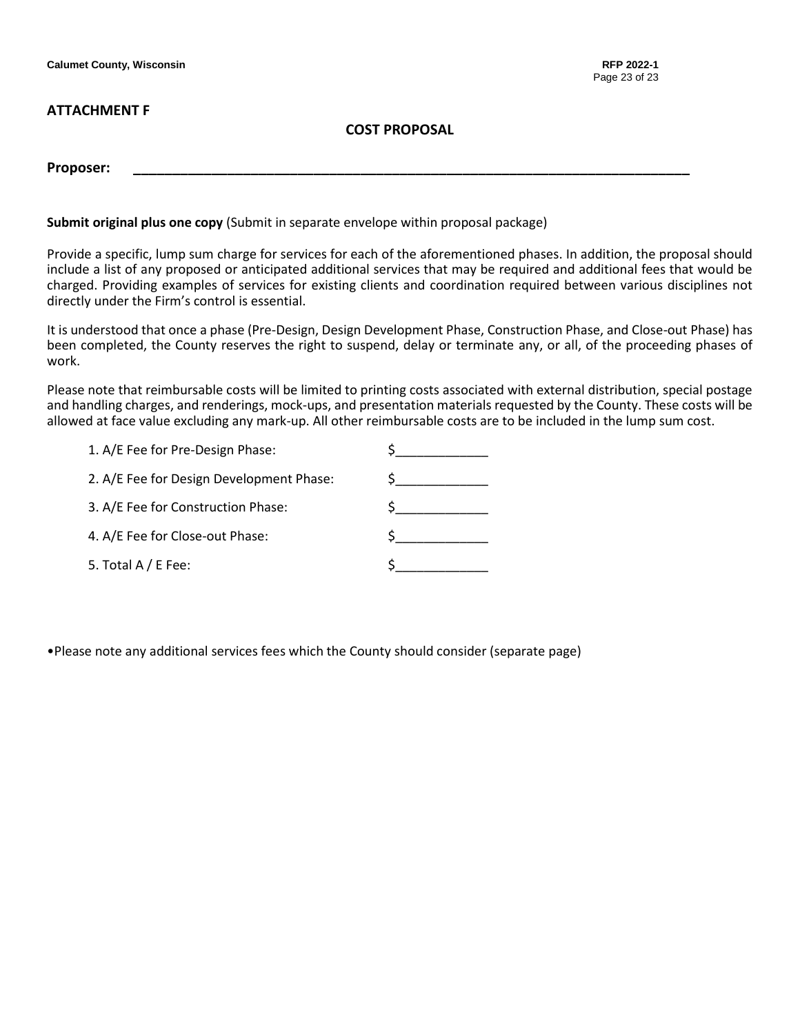## ATTACHMENT F

### COST PROPOSAL

**Proposer:** ______________________________________________________________________

**Submit original plus one copy** (Submit in separate envelope within proposal package)

Provide a specific, lump sum charge for services for each of the aforementioned phases. In addition, the proposal should include a list of any proposed or anticipated additional services that may be required and additional fees that would be charged. Providing examples of services for existing clients and coordination required between various disciplines not directly under the Firm's control is essential.

It is understood that once a phase (Pre-Design, Design Development Phase, Construction Phase, and Close-out Phase) has been completed, the County reserves the right to suspend, delay or terminate any, or all, of the proceeding phases of work.

Please note that reimbursable costs will be limited to printing costs associated with external distribution, special postage and handling charges, and renderings, mock-ups, and presentation materials requested by the County. These costs will be allowed at face value excluding any mark-up. All other reimbursable costs are to be included in the lump sum cost.

1. A/E Fee for Pre-Design Phase: $____________
2. A/E Fee for Design Development Phase: $____________
3. A/E Fee for Construction Phase: $____________
4. A/E Fee for Close-out Phase: $____________
5. Total A / E Fee: $____________

•Please note any additional services fees which the County should consider (separate page)